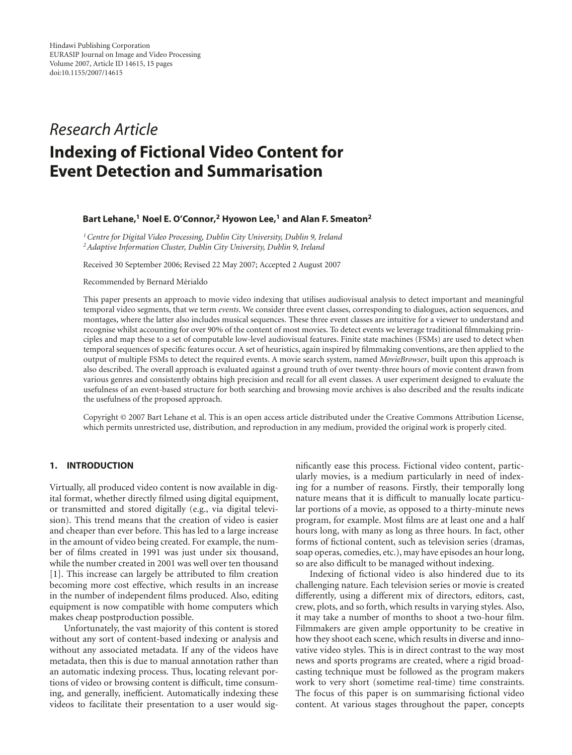Hindawi Publishing Corporation
EURASIP Journal on Image and Video Processing
Volume 2007, Article ID 14615, 15 pages
doi:10.1155/2007/14615

*Research Article*

# Indexing of Fictional Video Content for Event Detection and Summarisation

**Bart Lehane,[1] Noel E. O'Connor,[2] Hyowon Lee,[1] and Alan F. Smeaton[2]**

[1] *Centre for Digital Video Processing, Dublin City University, Dublin 9, Ireland*
[2] *Adaptive Information Cluster, Dublin City University, Dublin 9, Ireland*

Received 30 September 2006; Revised 22 May 2007; Accepted 2 August 2007

Recommended by Bernard Mérialdo

This paper presents an approach to movie video indexing that utilises audiovisual analysis to detect important and meaningful temporal video segments, that we term *events*. We consider three event classes, corresponding to dialogues, action sequences, and montages, where the latter also includes musical sequences. These three event classes are intuitive for a viewer to understand and recognise whilst accounting for over 90% of the content of most movies. To detect events we leverage traditional filmmaking principles and map these to a set of computable low-level audiovisual features. Finite state machines (FSMs) are used to detect when temporal sequences of specific features occur. A set of heuristics, again inspired by filmmaking conventions, are then applied to the output of multiple FSMs to detect the required events. A movie search system, named *MovieBrowser*, built upon this approach is also described. The overall approach is evaluated against a ground truth of over twenty-three hours of movie content drawn from various genres and consistently obtains high precision and recall for all event classes. A user experiment designed to evaluate the usefulness of an event-based structure for both searching and browsing movie archives is also described and the results indicate the usefulness of the proposed approach.

Copyright © 2007 Bart Lehane et al. This is an open access article distributed under the Creative Commons Attribution License, which permits unrestricted use, distribution, and reproduction in any medium, provided the original work is properly cited.

## 1. INTRODUCTION

Virtually, all produced video content is now available in digital format, whether directly filmed using digital equipment, or transmitted and stored digitally (e.g., via digital television). This trend means that the creation of video is easier and cheaper than ever before. This has led to a large increase in the amount of video being created. For example, the number of films created in 1991 was just under six thousand, while the number created in 2001 was well over ten thousand [1]. This increase can largely be attributed to film creation becoming more cost effective, which results in an increase in the number of independent films produced. Also, editing equipment is now compatible with home computers which makes cheap postproduction possible.

Unfortunately, the vast majority of this content is stored without any sort of content-based indexing or analysis and without any associated metadata. If any of the videos have metadata, then this is due to manual annotation rather than an automatic indexing process. Thus, locating relevant portions of video or browsing content is difficult, time consuming, and generally, inefficient. Automatically indexing these videos to facilitate their presentation to a user would significantly ease this process. Fictional video content, particularly movies, is a medium particularly in need of indexing for a number of reasons. Firstly, their temporally long nature means that it is difficult to manually locate particular portions of a movie, as opposed to a thirty-minute news program, for example. Most films are at least one and a half hours long, with many as long as three hours. In fact, other forms of fictional content, such as television series (dramas, soap operas, comedies, etc.), may have episodes an hour long, so are also difficult to be managed without indexing.

Indexing of fictional video is also hindered due to its challenging nature. Each television series or movie is created differently, using a different mix of directors, editors, cast, crew, plots, and so forth, which results in varying styles. Also, it may take a number of months to shoot a two-hour film. Filmmakers are given ample opportunity to be creative in how they shoot each scene, which results in diverse and innovative video styles. This is in direct contrast to the way most news and sports programs are created, where a rigid broadcasting technique must be followed as the program makers work to very short (sometime real-time) time constraints. The focus of this paper is on summarising fictional video content. At various stages throughout the paper, concepts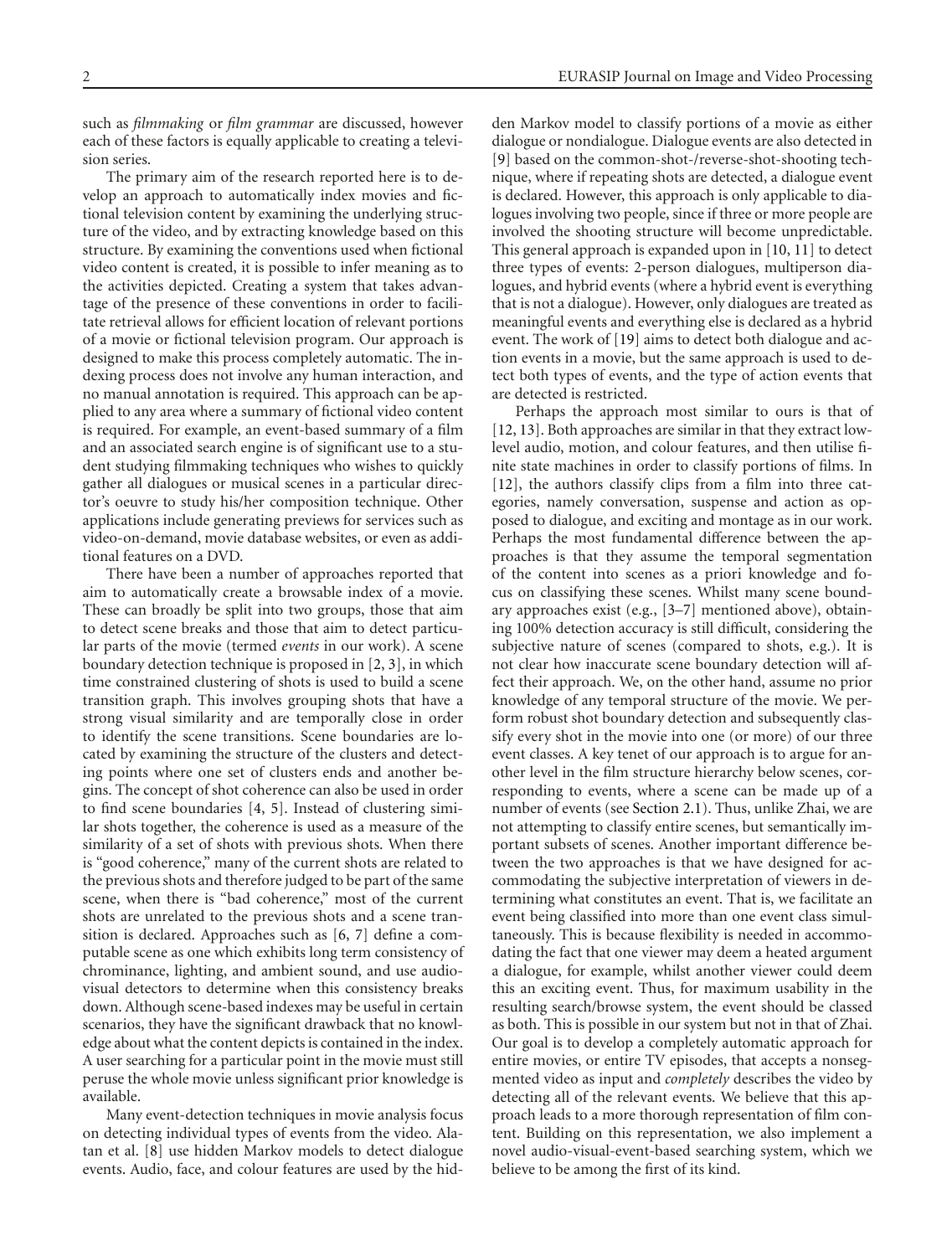such as *filmmaking* or *film grammar* are discussed, however each of these factors is equally applicable to creating a television series.

The primary aim of the research reported here is to develop an approach to automatically index movies and fictional television content by examining the underlying structure of the video, and by extracting knowledge based on this structure. By examining the conventions used when fictional video content is created, it is possible to infer meaning as to the activities depicted. Creating a system that takes advantage of the presence of these conventions in order to facilitate retrieval allows for efficient location of relevant portions of a movie or fictional television program. Our approach is designed to make this process completely automatic. The indexing process does not involve any human interaction, and no manual annotation is required. This approach can be applied to any area where a summary of fictional video content is required. For example, an event-based summary of a film and an associated search engine is of significant use to a student studying filmmaking techniques who wishes to quickly gather all dialogues or musical scenes in a particular director's oeuvre to study his/her composition technique. Other applications include generating previews for services such as video-on-demand, movie database websites, or even as additional features on a DVD.

There have been a number of approaches reported that aim to automatically create a browsable index of a movie. These can broadly be split into two groups, those that aim to detect scene breaks and those that aim to detect particular parts of the movie (termed *events* in our work). A scene boundary detection technique is proposed in [2, 3], in which time constrained clustering of shots is used to build a scene transition graph. This involves grouping shots that have a strong visual similarity and are temporally close in order to identify the scene transitions. Scene boundaries are located by examining the structure of the clusters and detecting points where one set of clusters ends and another begins. The concept of shot coherence can also be used in order to find scene boundaries [4, 5]. Instead of clustering similar shots together, the coherence is used as a measure of the similarity of a set of shots with previous shots. When there is "good coherence," many of the current shots are related to the previous shots and therefore judged to be part of the same scene, when there is "bad coherence," most of the current shots are unrelated to the previous shots and a scene transition is declared. Approaches such as [6, 7] define a computable scene as one which exhibits long term consistency of chrominance, lighting, and ambient sound, and use audiovisual detectors to determine when this consistency breaks down. Although scene-based indexes may be useful in certain scenarios, they have the significant drawback that no knowledge about what the content depicts is contained in the index. A user searching for a particular point in the movie must still peruse the whole movie unless significant prior knowledge is available.

Many event-detection techniques in movie analysis focus on detecting individual types of events from the video. Alatan et al. [8] use hidden Markov models to detect dialogue events. Audio, face, and colour features are used by the hidden Markov model to classify portions of a movie as either dialogue or nondialogue. Dialogue events are also detected in [9] based on the common-shot-/reverse-shot-shooting technique, where if repeating shots are detected, a dialogue event is declared. However, this approach is only applicable to dialogues involving two people, since if three or more people are involved the shooting structure will become unpredictable. This general approach is expanded upon in [10, 11] to detect three types of events: 2-person dialogues, multiperson dialogues, and hybrid events (where a hybrid event is everything that is not a dialogue). However, only dialogues are treated as meaningful events and everything else is declared as a hybrid event. The work of [19] aims to detect both dialogue and action events in a movie, but the same approach is used to detect both types of events, and the type of action events that are detected is restricted.

Perhaps the approach most similar to ours is that of [12, 13]. Both approaches are similar in that they extract low-level audio, motion, and colour features, and then utilise finite state machines in order to classify portions of films. In [12], the authors classify clips from a film into three categories, namely conversation, suspense and action as opposed to dialogue, and exciting and montage as in our work. Perhaps the most fundamental difference between the approaches is that they assume the temporal segmentation of the content into scenes as a priori knowledge and focus on classifying these scenes. Whilst many scene boundary approaches exist (e.g., [3–7] mentioned above), obtaining 100% detection accuracy is still difficult, considering the subjective nature of scenes (compared to shots, e.g.). It is not clear how inaccurate scene boundary detection will affect their approach. We, on the other hand, assume no prior knowledge of any temporal structure of the movie. We perform robust shot boundary detection and subsequently classify every shot in the movie into one (or more) of our three event classes. A key tenet of our approach is to argue for another level in the film structure hierarchy below scenes, corresponding to events, where a scene can be made up of a number of events (see Section 2.1). Thus, unlike Zhai, we are not attempting to classify entire scenes, but semantically important subsets of scenes. Another important difference between the two approaches is that we have designed for accommodating the subjective interpretation of viewers in determining what constitutes an event. That is, we facilitate an event being classified into more than one event class simultaneously. This is because flexibility is needed in accommodating the fact that one viewer may deem a heated argument a dialogue, for example, whilst another viewer could deem this an exciting event. Thus, for maximum usability in the resulting search/browse system, the event should be classed as both. This is possible in our system but not in that of Zhai. Our goal is to develop a completely automatic approach for entire movies, or entire TV episodes, that accepts a nonsegmented video as input and *completely* describes the video by detecting all of the relevant events. We believe that this approach leads to a more thorough representation of film content. Building on this representation, we also implement a novel audio-visual-event-based searching system, which we believe to be among the first of its kind.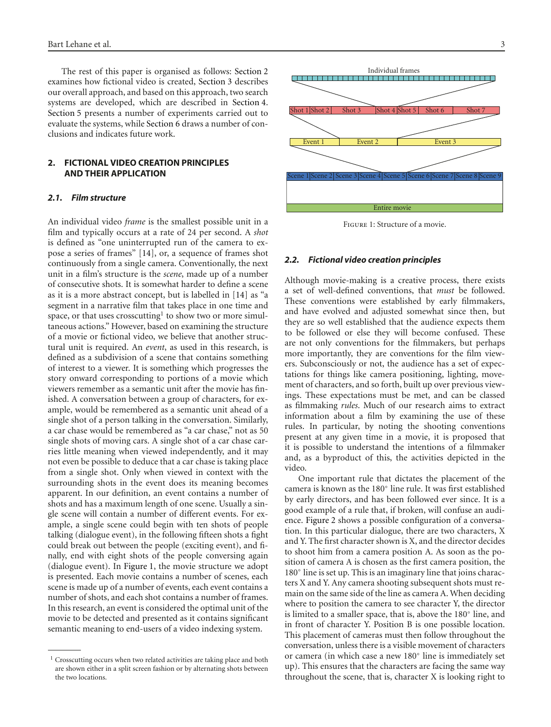The rest of this paper is organised as follows: Section 2 examines how fictional video is created, Section 3 describes our overall approach, and based on this approach, two search systems are developed, which are described in Section 4. Section 5 presents a number of experiments carried out to evaluate the systems, while Section 6 draws a number of conclusions and indicates future work.

## 2. FICTIONAL VIDEO CREATION PRINCIPLES AND THEIR APPLICATION

### 2.1. Film structure

An individual video *frame* is the smallest possible unit in a film and typically occurs at a rate of 24 per second. A *shot* is defined as "one uninterrupted run of the camera to expose a series of frames" [14], or, a sequence of frames shot continuously from a single camera. Conventionally, the next unit in a film's structure is the *scene*, made up of a number of consecutive shots. It is somewhat harder to define a scene as it is a more abstract concept, but is labelled in [14] as "a segment in a narrative film that takes place in one time and space, or that uses crosscutting[1] to show two or more simultaneous actions." However, based on examining the structure of a movie or fictional video, we believe that another structural unit is required. An *event*, as used in this research, is defined as a subdivision of a scene that contains something of interest to a viewer. It is something which progresses the story onward corresponding to portions of a movie which viewers remember as a semantic unit after the movie has finished. A conversation between a group of characters, for example, would be remembered as a semantic unit ahead of a single shot of a person talking in the conversation. Similarly, a car chase would be remembered as "a car chase," not as 50 single shots of moving cars. A single shot of a car chase carries little meaning when viewed independently, and it may not even be possible to deduce that a car chase is taking place from a single shot. Only when viewed in context with the surrounding shots in the event does its meaning becomes apparent. In our definition, an event contains a number of shots and has a maximum length of one scene. Usually a single scene will contain a number of different events. For example, a single scene could begin with ten shots of people talking (dialogue event), in the following fifteen shots a fight could break out between the people (exciting event), and finally, end with eight shots of the people conversing again (dialogue event). In Figure 1, the movie structure we adopt is presented. Each movie contains a number of scenes, each scene is made up of a number of events, each event contains a number of shots, and each shot contains a number of frames. In this research, an event is considered the optimal unit of the movie to be detected and presented as it contains significant semantic meaning to end-users of a video indexing system.

[1] Crosscutting occurs when two related activities are taking place and both are shown either in a split screen fashion or by alternating shots between the two locations.

Individual frames

Shot 1 | Shot 2 | Shot 3 | Shot 4 | Shot 5 | Shot 6 | Shot 7

Event 1 | Event 2 | Event 3

Scene 1 | Scene 2 | Scene 3 | Scene 4 | Scene 5 | Scene 6 | Scene 7 | Scene 8 | Scene 9

Entire movie

Figure 1: Structure of a movie.

### 2.2. Fictional video creation principles

Although movie-making is a creative process, there exists a set of well-defined conventions, that *must* be followed. These conventions were established by early filmmakers, and have evolved and adjusted somewhat since then, but they are so well established that the audience expects them to be followed or else they will become confused. These are not only conventions for the filmmakers, but perhaps more importantly, they are conventions for the film viewers. Subconsciously or not, the audience has a set of expectations for things like camera positioning, lighting, movement of characters, and so forth, built up over previous viewings. These expectations must be met, and can be classed as filmmaking *rules*. Much of our research aims to extract information about a film by examining the use of these rules. In particular, by noting the shooting conventions present at any given time in a movie, it is proposed that it is possible to understand the intentions of a filmmaker and, as a byproduct of this, the activities depicted in the video.

One important rule that dictates the placement of the camera is known as the 180° line rule. It was first established by early directors, and has been followed ever since. It is a good example of a rule that, if broken, will confuse an audience. Figure 2 shows a possible configuration of a conversation. In this particular dialogue, there are two characters, X and Y. The first character shown is X, and the director decides to shoot him from a camera position A. As soon as the position of camera A is chosen as the first camera position, the 180° line is set up. This is an imaginary line that joins characters X and Y. Any camera shooting subsequent shots must remain on the same side of the line as camera A. When deciding where to position the camera to see character Y, the director is limited to a smaller space, that is, above the 180° line, and in front of character Y. Position B is one possible location. This placement of cameras must then follow throughout the conversation, unless there is a visible movement of characters or camera (in which case a new 180° line is immediately set up). This ensures that the characters are facing the same way throughout the scene, that is, character X is looking right to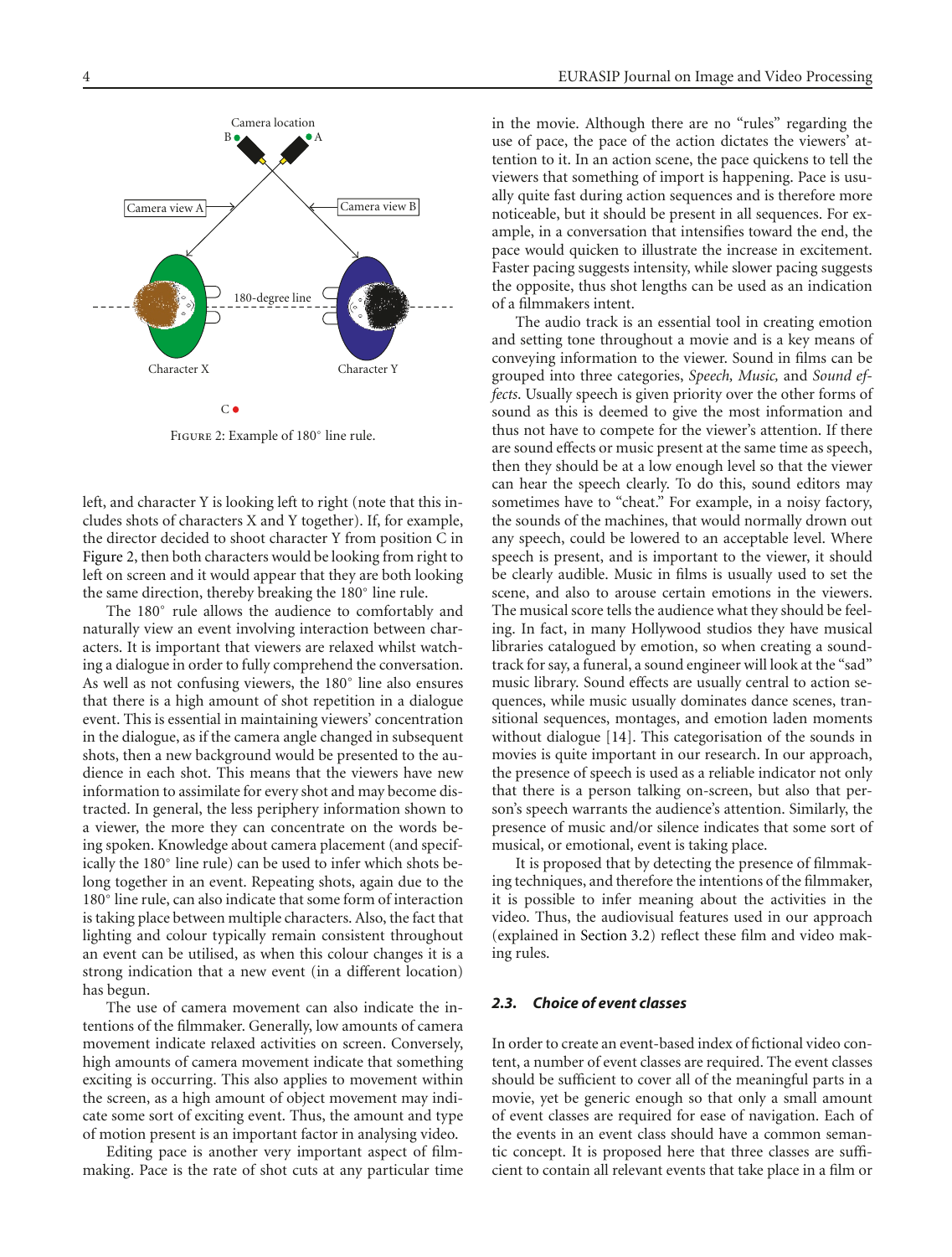Camera location

B A

Camera view A

Camera view B

180-degree line

Character X

Character Y

C

Figure 2: Example of 180° line rule.

left, and character Y is looking left to right (note that this includes shots of characters X and Y together). If, for example, the director decided to shoot character Y from position C in Figure 2, then both characters would be looking from right to left on screen and it would appear that they are both looking the same direction, thereby breaking the 180° line rule.

The 180° rule allows the audience to comfortably and naturally view an event involving interaction between characters. It is important that viewers are relaxed whilst watching a dialogue in order to fully comprehend the conversation. As well as not confusing viewers, the 180° line also ensures that there is a high amount of shot repetition in a dialogue event. This is essential in maintaining viewers' concentration in the dialogue, as if the camera angle changed in subsequent shots, then a new background would be presented to the audience in each shot. This means that the viewers have new information to assimilate for every shot and may become distracted. In general, the less periphery information shown to a viewer, the more they can concentrate on the words being spoken. Knowledge about camera placement (and specifically the 180° line rule) can be used to infer which shots belong together in an event. Repeating shots, again due to the 180° line rule, can also indicate that some form of interaction is taking place between multiple characters. Also, the fact that lighting and colour typically remain consistent throughout an event can be utilised, as when this colour changes it is a strong indication that a new event (in a different location) has begun.

The use of camera movement can also indicate the intentions of the filmmaker. Generally, low amounts of camera movement indicate relaxed activities on screen. Conversely, high amounts of camera movement indicate that something exciting is occurring. This also applies to movement within the screen, as a high amount of object movement may indicate some sort of exciting event. Thus, the amount and type of motion present is an important factor in analysing video.

Editing pace is another very important aspect of filmmaking. Pace is the rate of shot cuts at any particular time in the movie. Although there are no "rules" regarding the use of pace, the pace of the action dictates the viewers' attention to it. In an action scene, the pace quickens to tell the viewers that something of import is happening. Pace is usually quite fast during action sequences and is therefore more noticeable, but it should be present in all sequences. For example, in a conversation that intensifies toward the end, the pace would quicken to illustrate the increase in excitement. Faster pacing suggests intensity, while slower pacing suggests the opposite, thus shot lengths can be used as an indication of a filmmakers intent.

The audio track is an essential tool in creating emotion and setting tone throughout a movie and is a key means of conveying information to the viewer. Sound in films can be grouped into three categories, *Speech, Music,* and *Sound effects*. Usually speech is given priority over the other forms of sound as this is deemed to give the most information and thus not have to compete for the viewer's attention. If there are sound effects or music present at the same time as speech, then they should be at a low enough level so that the viewer can hear the speech clearly. To do this, sound editors may sometimes have to "cheat." For example, in a noisy factory, the sounds of the machines, that would normally drown out any speech, could be lowered to an acceptable level. Where speech is present, and is important to the viewer, it should be clearly audible. Music in films is usually used to set the scene, and also to arouse certain emotions in the viewers. The musical score tells the audience what they should be feeling. In fact, in many Hollywood studios they have musical libraries catalogued by emotion, so when creating a soundtrack for say, a funeral, a sound engineer will look at the "sad" music library. Sound effects are usually central to action sequences, while music usually dominates dance scenes, transitional sequences, montages, and emotion laden moments without dialogue [14]. This categorisation of the sounds in movies is quite important in our research. In our approach, the presence of speech is used as a reliable indicator not only that there is a person talking on-screen, but also that person's speech warrants the audience's attention. Similarly, the presence of music and/or silence indicates that some sort of musical, or emotional, event is taking place.

It is proposed that by detecting the presence of filmmaking techniques, and therefore the intentions of the filmmaker, it is possible to infer meaning about the activities in the video. Thus, the audiovisual features used in our approach (explained in Section 3.2) reflect these film and video making rules.

### 2.3. Choice of event classes

In order to create an event-based index of fictional video content, a number of event classes are required. The event classes should be sufficient to cover all of the meaningful parts in a movie, yet be generic enough so that only a small amount of event classes are required for ease of navigation. Each of the events in an event class should have a common semantic concept. It is proposed here that three classes are sufficient to contain all relevant events that take place in a film or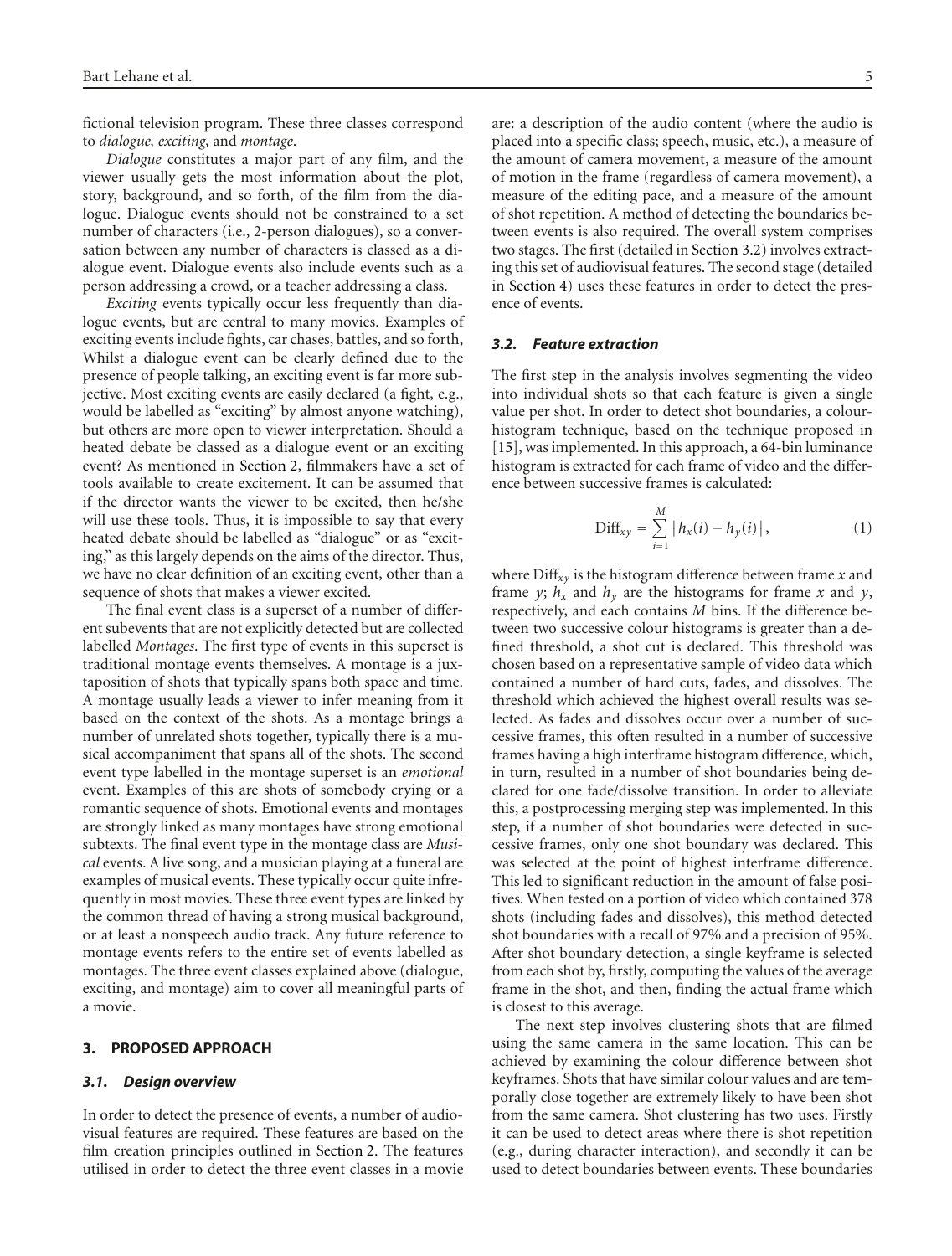fictional television program. These three classes correspond to *dialogue, exciting,* and *montage*.

*Dialogue* constitutes a major part of any film, and the viewer usually gets the most information about the plot, story, background, and so forth, of the film from the dialogue. Dialogue events should not be constrained to a set number of characters (i.e., 2-person dialogues), so a conversation between any number of characters is classed as a dialogue event. Dialogue events also include events such as a person addressing a crowd, or a teacher addressing a class.

*Exciting* events typically occur less frequently than dialogue events, but are central to many movies. Examples of exciting events include fights, car chases, battles, and so forth, Whilst a dialogue event can be clearly defined due to the presence of people talking, an exciting event is far more subjective. Most exciting events are easily declared (a fight, e.g., would be labelled as "exciting" by almost anyone watching), but others are more open to viewer interpretation. Should a heated debate be classed as a dialogue event or an exciting event? As mentioned in Section 2, filmmakers have a set of tools available to create excitement. It can be assumed that if the director wants the viewer to be excited, then he/she will use these tools. Thus, it is impossible to say that every heated debate should be labelled as "dialogue" or as "exciting," as this largely depends on the aims of the director. Thus, we have no clear definition of an exciting event, other than a sequence of shots that makes a viewer excited.

The final event class is a superset of a number of different subevents that are not explicitly detected but are collected labelled *Montages*. The first type of events in this superset is traditional montage events themselves. A montage is a juxtaposition of shots that typically spans both space and time. A montage usually leads a viewer to infer meaning from it based on the context of the shots. As a montage brings a number of unrelated shots together, typically there is a musical accompaniment that spans all of the shots. The second event type labelled in the montage superset is an *emotional* event. Examples of this are shots of somebody crying or a romantic sequence of shots. Emotional events and montages are strongly linked as many montages have strong emotional subtexts. The final event type in the montage class are *Musical* events. A live song, and a musician playing at a funeral are examples of musical events. These typically occur quite infrequently in most movies. These three event types are linked by the common thread of having a strong musical background, or at least a nonspeech audio track. Any future reference to montage events refers to the entire set of events labelled as montages. The three event classes explained above (dialogue, exciting, and montage) aim to cover all meaningful parts of a movie.

## 3. PROPOSED APPROACH

### 3.1. Design overview

In order to detect the presence of events, a number of audiovisual features are required. These features are based on the film creation principles outlined in Section 2. The features utilised in order to detect the three event classes in a movie are: a description of the audio content (where the audio is placed into a specific class; speech, music, etc.), a measure of the amount of camera movement, a measure of the amount of motion in the frame (regardless of camera movement), a measure of the editing pace, and a measure of the amount of shot repetition. A method of detecting the boundaries between events is also required. The overall system comprises two stages. The first (detailed in Section 3.2) involves extracting this set of audiovisual features. The second stage (detailed in Section 4) uses these features in order to detect the presence of events.

### 3.2. Feature extraction

The first step in the analysis involves segmenting the video into individual shots so that each feature is given a single value per shot. In order to detect shot boundaries, a colour-histogram technique, based on the technique proposed in [15], was implemented. In this approach, a 64-bin luminance histogram is extracted for each frame of video and the difference between successive frames is calculated:

$$\text{Diff}_{xy} = \sum_{i=1}^{M} |h_x(i) - h_y(i)|, \tag{1}$$

where $\text{Diff}_{xy}$ is the histogram difference between frame $x$ and frame $y$; $h_x$ and $h_y$ are the histograms for frame $x$ and $y$, respectively, and each contains $M$ bins. If the difference between two successive colour histograms is greater than a defined threshold, a shot cut is declared. This threshold was chosen based on a representative sample of video data which contained a number of hard cuts, fades, and dissolves. The threshold which achieved the highest overall results was selected. As fades and dissolves occur over a number of successive frames, this often resulted in a number of successive frames having a high interframe histogram difference, which, in turn, resulted in a number of shot boundaries being declared for one fade/dissolve transition. In order to alleviate this, a postprocessing merging step was implemented. In this step, if a number of shot boundaries were detected in successive frames, only one shot boundary was declared. This was selected at the point of highest interframe difference. This led to significant reduction in the amount of false positives. When tested on a portion of video which contained 378 shots (including fades and dissolves), this method detected shot boundaries with a recall of 97% and a precision of 95%. After shot boundary detection, a single keyframe is selected from each shot by, firstly, computing the values of the average frame in the shot, and then, finding the actual frame which is closest to this average.

The next step involves clustering shots that are filmed using the same camera in the same location. This can be achieved by examining the colour difference between shot keyframes. Shots that have similar colour values and are temporally close together are extremely likely to have been shot from the same camera. Shot clustering has two uses. Firstly it can be used to detect areas where there is shot repetition (e.g., during character interaction), and secondly it can be used to detect boundaries between events. These boundaries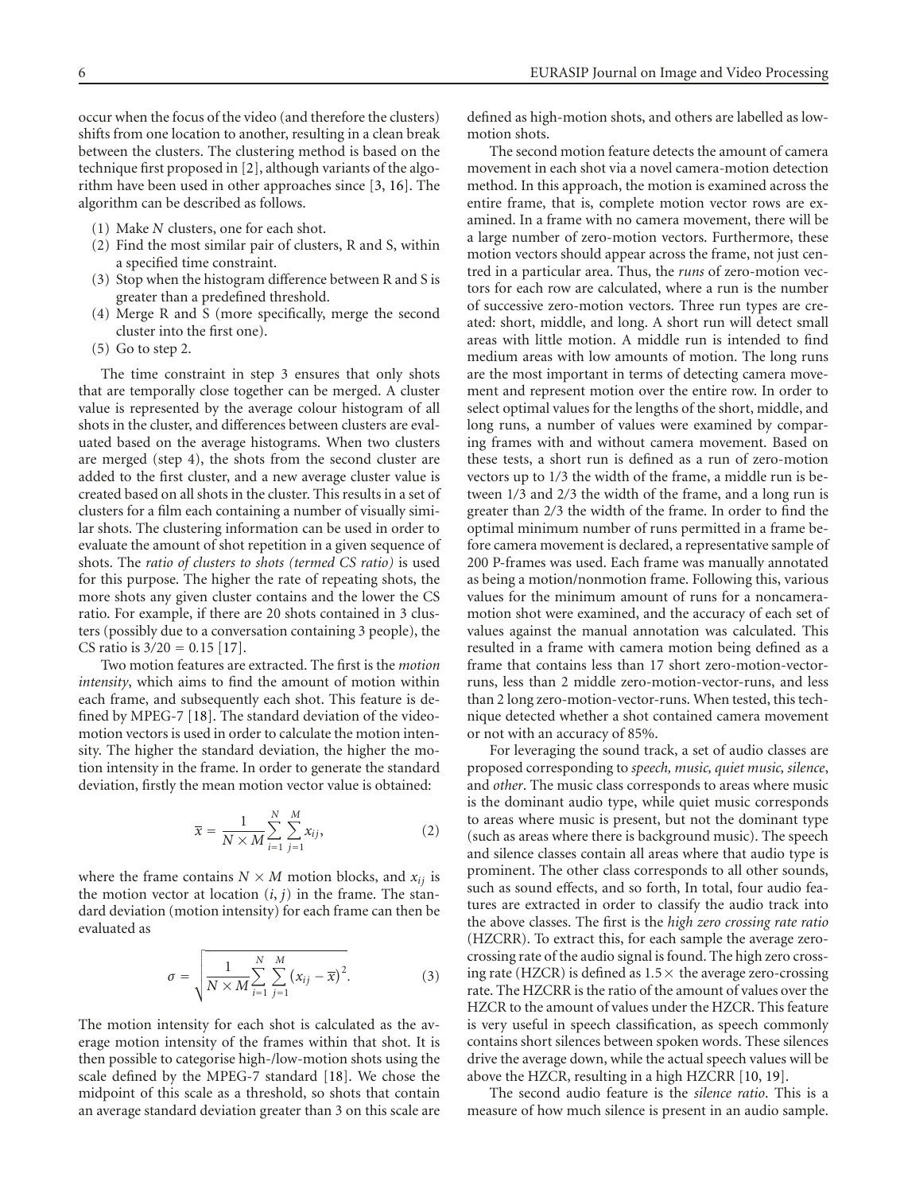occur when the focus of the video (and therefore the clusters) shifts from one location to another, resulting in a clean break between the clusters. The clustering method is based on the technique first proposed in [2], although variants of the algorithm have been used in other approaches since [3, 16]. The algorithm can be described as follows.

(1) Make $N$ clusters, one for each shot.
(2) Find the most similar pair of clusters, R and S, within a specified time constraint.
(3) Stop when the histogram difference between R and S is greater than a predefined threshold.
(4) Merge R and S (more specifically, merge the second cluster into the first one).
(5) Go to step 2.

The time constraint in step 3 ensures that only shots that are temporally close together can be merged. A cluster value is represented by the average colour histogram of all shots in the cluster, and differences between clusters are evaluated based on the average histograms. When two clusters are merged (step 4), the shots from the second cluster are added to the first cluster, and a new average cluster value is created based on all shots in the cluster. This results in a set of clusters for a film each containing a number of visually similar shots. The clustering information can be used in order to evaluate the amount of shot repetition in a given sequence of shots. The *ratio of clusters to shots (termed CS ratio)* is used for this purpose. The higher the rate of repeating shots, the more shots any given cluster contains and the lower the CS ratio. For example, if there are 20 shots contained in 3 clusters (possibly due to a conversation containing 3 people), the CS ratio is $3/20 = 0.15$ [17].

Two motion features are extracted. The first is the *motion intensity*, which aims to find the amount of motion within each frame, and subsequently each shot. This feature is defined by MPEG-7 [18]. The standard deviation of the video-motion vectors is used in order to calculate the motion intensity. The higher the standard deviation, the higher the motion intensity in the frame. In order to generate the standard deviation, firstly the mean motion vector value is obtained:

$$\overline{x} = \frac{1}{N \times M} \sum_{i=1}^{N} \sum_{j=1}^{M} x_{ij}, \tag{2}$$

where the frame contains $N \times M$ motion blocks, and $x_{ij}$ is the motion vector at location $(i, j)$ in the frame. The standard deviation (motion intensity) for each frame can then be evaluated as

$$\sigma = \sqrt{\frac{1}{N \times M} \sum_{i=1}^{N} \sum_{j=1}^{M} \left(x_{ij} - \overline{x}\right)^2}. \tag{3}$$

The motion intensity for each shot is calculated as the average motion intensity of the frames within that shot. It is then possible to categorise high-/low-motion shots using the scale defined by the MPEG-7 standard [18]. We chose the midpoint of this scale as a threshold, so shots that contain an average standard deviation greater than 3 on this scale are defined as high-motion shots, and others are labelled as low-motion shots.

The second motion feature detects the amount of camera movement in each shot via a novel camera-motion detection method. In this approach, the motion is examined across the entire frame, that is, complete motion vector rows are examined. In a frame with no camera movement, there will be a large number of zero-motion vectors. Furthermore, these motion vectors should appear across the frame, not just centred in a particular area. Thus, the *runs* of zero-motion vectors for each row are calculated, where a run is the number of successive zero-motion vectors. Three run types are created: short, middle, and long. A short run will detect small areas with little motion. A middle run is intended to find medium areas with low amounts of motion. The long runs are the most important in terms of detecting camera movement and represent motion over the entire row. In order to select optimal values for the lengths of the short, middle, and long runs, a number of values were examined by comparing frames with and without camera movement. Based on these tests, a short run is defined as a run of zero-motion vectors up to 1/3 the width of the frame, a middle run is between 1/3 and 2/3 the width of the frame, and a long run is greater than 2/3 the width of the frame. In order to find the optimal minimum number of runs permitted in a frame before camera movement is declared, a representative sample of 200 P-frames was used. Each frame was manually annotated as being a motion/nonmotion frame. Following this, various values for the minimum amount of runs for a noncamera-motion shot were examined, and the accuracy of each set of values against the manual annotation was calculated. This resulted in a frame with camera motion being defined as a frame that contains less than 17 short zero-motion-vector-runs, less than 2 middle zero-motion-vector-runs, and less than 2 long zero-motion-vector-runs. When tested, this technique detected whether a shot contained camera movement or not with an accuracy of 85%.

For leveraging the sound track, a set of audio classes are proposed corresponding to *speech, music, quiet music, silence*, and *other*. The music class corresponds to areas where music is the dominant audio type, while quiet music corresponds to areas where music is present, but not the dominant type (such as areas where there is background music). The speech and silence classes contain all areas where that audio type is prominent. The other class corresponds to all other sounds, such as sound effects, and so forth, In total, four audio features are extracted in order to classify the audio track into the above classes. The first is the *high zero crossing rate ratio* (HZCRR). To extract this, for each sample the average zero-crossing rate of the audio signal is found. The high zero crossing rate (HZCR) is defined as $1.5\times$ the average zero-crossing rate. The HZCRR is the ratio of the amount of values over the HZCR to the amount of values under the HZCR. This feature is very useful in speech classification, as speech commonly contains short silences between spoken words. These silences drive the average down, while the actual speech values will be above the HZCR, resulting in a high HZCRR [10, 19].

The second audio feature is the *silence ratio*. This is a measure of how much silence is present in an audio sample.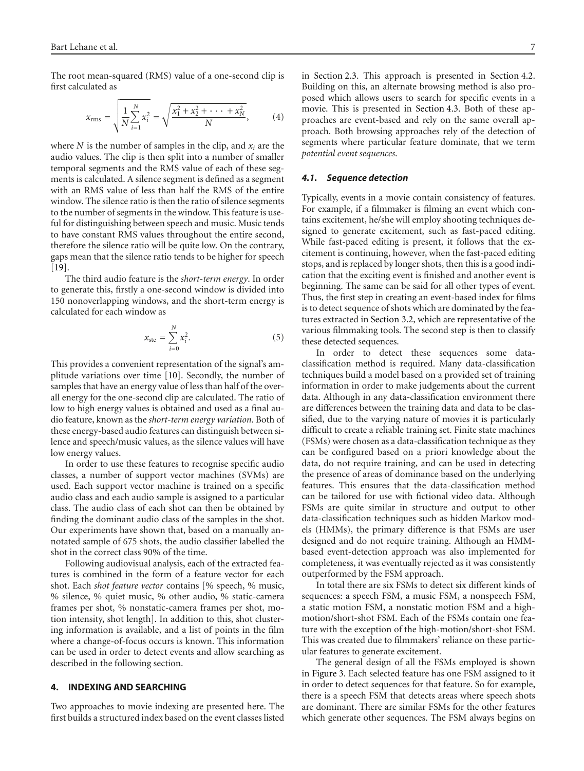The root mean-squared (RMS) value of a one-second clip is first calculated as

$$x_{\text{rms}} = \sqrt{\frac{1}{N}\sum_{i=1}^{N} x_i^2} = \sqrt{\frac{x_1^2 + x_2^2 + \cdots + x_N^2}{N}}, \quad (4)$$

where $N$ is the number of samples in the clip, and $x_i$ are the audio values. The clip is then split into a number of smaller temporal segments and the RMS value of each of these segments is calculated. A silence segment is defined as a segment with an RMS value of less than half the RMS of the entire window. The silence ratio is then the ratio of silence segments to the number of segments in the window. This feature is useful for distinguishing between speech and music. Music tends to have constant RMS values throughout the entire second, therefore the silence ratio will be quite low. On the contrary, gaps mean that the silence ratio tends to be higher for speech [19].

The third audio feature is the *short-term energy*. In order to generate this, firstly a one-second window is divided into 150 nonoverlapping windows, and the short-term energy is calculated for each window as

$$x_{\text{ste}} = \sum_{i=0}^{N} x_i^2. \quad (5)$$

This provides a convenient representation of the signal's amplitude variations over time [10]. Secondly, the number of samples that have an energy value of less than half of the overall energy for the one-second clip are calculated. The ratio of low to high energy values is obtained and used as a final audio feature, known as the *short-term energy variation*. Both of these energy-based audio features can distinguish between silence and speech/music values, as the silence values will have low energy values.

In order to use these features to recognise specific audio classes, a number of support vector machines (SVMs) are used. Each support vector machine is trained on a specific audio class and each audio sample is assigned to a particular class. The audio class of each shot can then be obtained by finding the dominant audio class of the samples in the shot. Our experiments have shown that, based on a manually annotated sample of 675 shots, the audio classifier labelled the shot in the correct class 90% of the time.

Following audiovisual analysis, each of the extracted features is combined in the form of a feature vector for each shot. Each *shot feature vector* contains [% speech, % music, % silence, % quiet music, % other audio, % static-camera frames per shot, % nonstatic-camera frames per shot, motion intensity, shot length]. In addition to this, shot clustering information is available, and a list of points in the film where a change-of-focus occurs is known. This information can be used in order to detect events and allow searching as described in the following section.

## 4. INDEXING AND SEARCHING

Two approaches to movie indexing are presented here. The first builds a structured index based on the event classes listed in Section 2.3. This approach is presented in Section 4.2. Building on this, an alternate browsing method is also proposed which allows users to search for specific events in a movie. This is presented in Section 4.3. Both of these approaches are event-based and rely on the same overall approach. Both browsing approaches rely of the detection of segments where particular feature dominate, that we term *potential event sequences*.

### *4.1. Sequence detection*

Typically, events in a movie contain consistency of features. For example, if a filmmaker is filming an event which contains excitement, he/she will employ shooting techniques designed to generate excitement, such as fast-paced editing. While fast-paced editing is present, it follows that the excitement is continuing, however, when the fast-paced editing stops, and is replaced by longer shots, then this is a good indication that the exciting event is finished and another event is beginning. The same can be said for all other types of event. Thus, the first step in creating an event-based index for films is to detect sequence of shots which are dominated by the features extracted in Section 3.2, which are representative of the various filmmaking tools. The second step is then to classify these detected sequences.

In order to detect these sequences some data-classification method is required. Many data-classification techniques build a model based on a provided set of training information in order to make judgements about the current data. Although in any data-classification environment there are differences between the training data and data to be classified, due to the varying nature of movies it is particularly difficult to create a reliable training set. Finite state machines (FSMs) were chosen as a data-classification technique as they can be configured based on a priori knowledge about the data, do not require training, and can be used in detecting the presence of areas of dominance based on the underlying features. This ensures that the data-classification method can be tailored for use with fictional video data. Although FSMs are quite similar in structure and output to other data-classification techniques such as hidden Markov models (HMMs), the primary difference is that FSMs are user designed and do not require training. Although an HMM-based event-detection approach was also implemented for completeness, it was eventually rejected as it was consistently outperformed by the FSM approach.

In total there are six FSMs to detect six different kinds of sequences: a speech FSM, a music FSM, a nonspeech FSM, a static motion FSM, a nonstatic motion FSM and a high-motion/short-shot FSM. Each of the FSMs contain one feature with the exception of the high-motion/short-shot FSM. This was created due to filmmakers' reliance on these particular features to generate excitement.

The general design of all the FSMs employed is shown in Figure 3. Each selected feature has one FSM assigned to it in order to detect sequences for that feature. So for example, there is a speech FSM that detects areas where speech shots are dominant. There are similar FSMs for the other features which generate other sequences. The FSM always begins on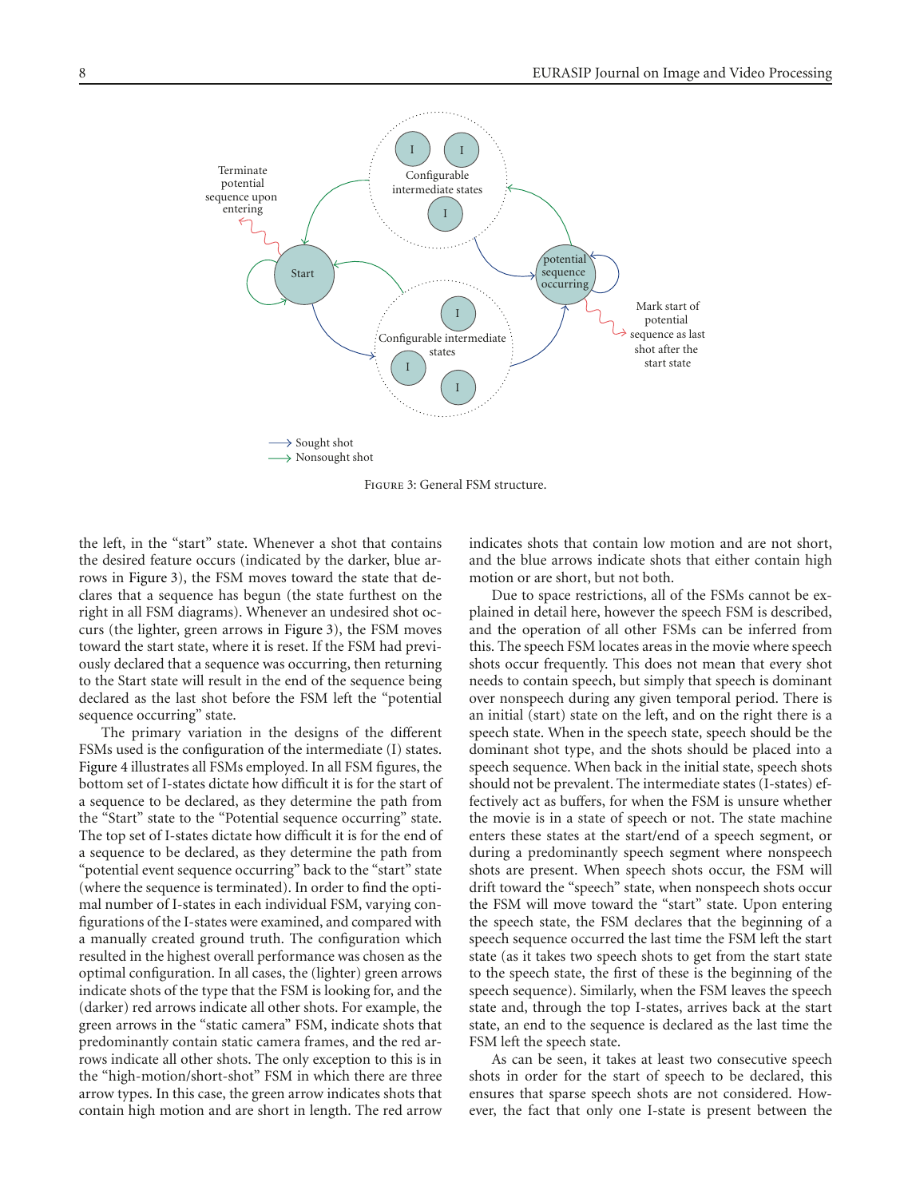Terminate potential sequence upon entering

Configurable intermediate states

I

I

I

Start

potential sequence occurring

Configurable intermediate states

I

I

I

Mark start of potential sequence as last shot after the start state

Sought shot

Nonsought shot

Figure 3: General FSM structure.

the left, in the "start" state. Whenever a shot that contains the desired feature occurs (indicated by the darker, blue arrows in Figure 3), the FSM moves toward the state that declares that a sequence has begun (the state furthest on the right in all FSM diagrams). Whenever an undesired shot occurs (the lighter, green arrows in Figure 3), the FSM moves toward the start state, where it is reset. If the FSM had previously declared that a sequence was occurring, then returning to the Start state will result in the end of the sequence being declared as the last shot before the FSM left the "potential sequence occurring" state.

The primary variation in the designs of the different FSMs used is the configuration of the intermediate (I) states. Figure 4 illustrates all FSMs employed. In all FSM figures, the bottom set of I-states dictate how difficult it is for the start of a sequence to be declared, as they determine the path from the "Start" state to the "Potential sequence occurring" state. The top set of I-states dictate how difficult it is for the end of a sequence to be declared, as they determine the path from "potential event sequence occurring" back to the "start" state (where the sequence is terminated). In order to find the optimal number of I-states in each individual FSM, varying configurations of the I-states were examined, and compared with a manually created ground truth. The configuration which resulted in the highest overall performance was chosen as the optimal configuration. In all cases, the (lighter) green arrows indicate shots of the type that the FSM is looking for, and the (darker) red arrows indicate all other shots. For example, the green arrows in the "static camera" FSM, indicate shots that predominantly contain static camera frames, and the red arrows indicate all other shots. The only exception to this is in the "high-motion/short-shot" FSM in which there are three arrow types. In this case, the green arrow indicates shots that contain high motion and are short in length. The red arrow indicates shots that contain low motion and are not short, and the blue arrows indicate shots that either contain high motion or are short, but not both.

Due to space restrictions, all of the FSMs cannot be explained in detail here, however the speech FSM is described, and the operation of all other FSMs can be inferred from this. The speech FSM locates areas in the movie where speech shots occur frequently. This does not mean that every shot needs to contain speech, but simply that speech is dominant over nonspeech during any given temporal period. There is an initial (start) state on the left, and on the right there is a speech state. When in the speech state, speech should be the dominant shot type, and the shots should be placed into a speech sequence. When back in the initial state, speech shots should not be prevalent. The intermediate states (I-states) effectively act as buffers, for when the FSM is unsure whether the movie is in a state of speech or not. The state machine enters these states at the start/end of a speech segment, or during a predominantly speech segment where nonspeech shots are present. When speech shots occur, the FSM will drift toward the "speech" state, when nonspeech shots occur the FSM will move toward the "start" state. Upon entering the speech state, the FSM declares that the beginning of a speech sequence occurred the last time the FSM left the start state (as it takes two speech shots to get from the start state to the speech state, the first of these is the beginning of the speech sequence). Similarly, when the FSM leaves the speech state and, through the top I-states, arrives back at the start state, an end to the sequence is declared as the last time the FSM left the speech state.

As can be seen, it takes at least two consecutive speech shots in order for the start of speech to be declared, this ensures that sparse speech shots are not considered. However, the fact that only one I-state is present between the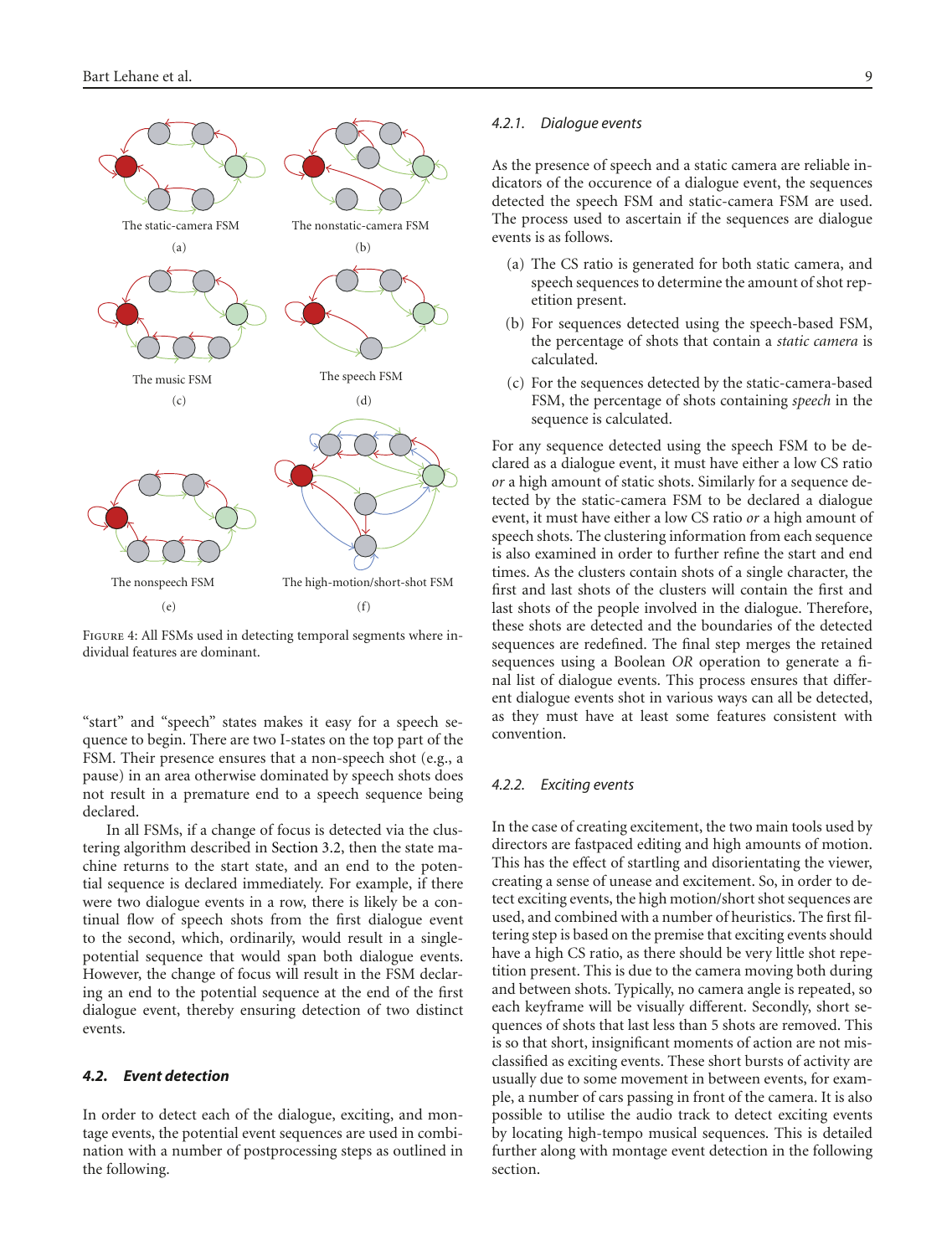The static-camera FSM

(a)

The nonstatic-camera FSM

(b)

The music FSM

(c)

The speech FSM

(d)

The nonspeech FSM

(e)

The high-motion/short-shot FSM

(f)

Figure 4: All FSMs used in detecting temporal segments where individual features are dominant.

“start” and “speech” states makes it easy for a speech sequence to begin. There are two I-states on the top part of the FSM. Their presence ensures that a non-speech shot (e.g., a pause) in an area otherwise dominated by speech shots does not result in a premature end to a speech sequence being declared.

In all FSMs, if a change of focus is detected via the clustering algorithm described in Section 3.2, then the state machine returns to the start state, and an end to the potential sequence is declared immediately. For example, if there were two dialogue events in a row, there is likely be a continual flow of speech shots from the first dialogue event to the second, which, ordinarily, would result in a single-potential sequence that would span both dialogue events. However, the change of focus will result in the FSM declaring an end to the potential sequence at the end of the first dialogue event, thereby ensuring detection of two distinct events.

### 4.2. Event detection

In order to detect each of the dialogue, exciting, and montage events, the potential event sequences are used in combination with a number of postprocessing steps as outlined in the following.

#### 4.2.1. Dialogue events

As the presence of speech and a static camera are reliable indicators of the occurence of a dialogue event, the sequences detected the speech FSM and static-camera FSM are used. The process used to ascertain if the sequences are dialogue events is as follows.

(a) The CS ratio is generated for both static camera, and speech sequences to determine the amount of shot repetition present.

(b) For sequences detected using the speech-based FSM, the percentage of shots that contain a *static camera* is calculated.

(c) For the sequences detected by the static-camera-based FSM, the percentage of shots containing *speech* in the sequence is calculated.

For any sequence detected using the speech FSM to be declared as a dialogue event, it must have either a low CS ratio *or* a high amount of static shots. Similarly for a sequence detected by the static-camera FSM to be declared a dialogue event, it must have either a low CS ratio *or* a high amount of speech shots. The clustering information from each sequence is also examined in order to further refine the start and end times. As the clusters contain shots of a single character, the first and last shots of the clusters will contain the first and last shots of the people involved in the dialogue. Therefore, these shots are detected and the boundaries of the detected sequences are redefined. The final step merges the retained sequences using a Boolean *OR* operation to generate a final list of dialogue events. This process ensures that different dialogue events shot in various ways can all be detected, as they must have at least some features consistent with convention.

#### 4.2.2. Exciting events

In the case of creating excitement, the two main tools used by directors are fastpaced editing and high amounts of motion. This has the effect of startling and disorientating the viewer, creating a sense of unease and excitement. So, in order to detect exciting events, the high motion/short shot sequences are used, and combined with a number of heuristics. The first filtering step is based on the premise that exciting events should have a high CS ratio, as there should be very little shot repetition present. This is due to the camera moving both during and between shots. Typically, no camera angle is repeated, so each keyframe will be visually different. Secondly, short sequences of shots that last less than 5 shots are removed. This is so that short, insignificant moments of action are not misclassified as exciting events. These short bursts of activity are usually due to some movement in between events, for example, a number of cars passing in front of the camera. It is also possible to utilise the audio track to detect exciting events by locating high-tempo musical sequences. This is detailed further along with montage event detection in the following section.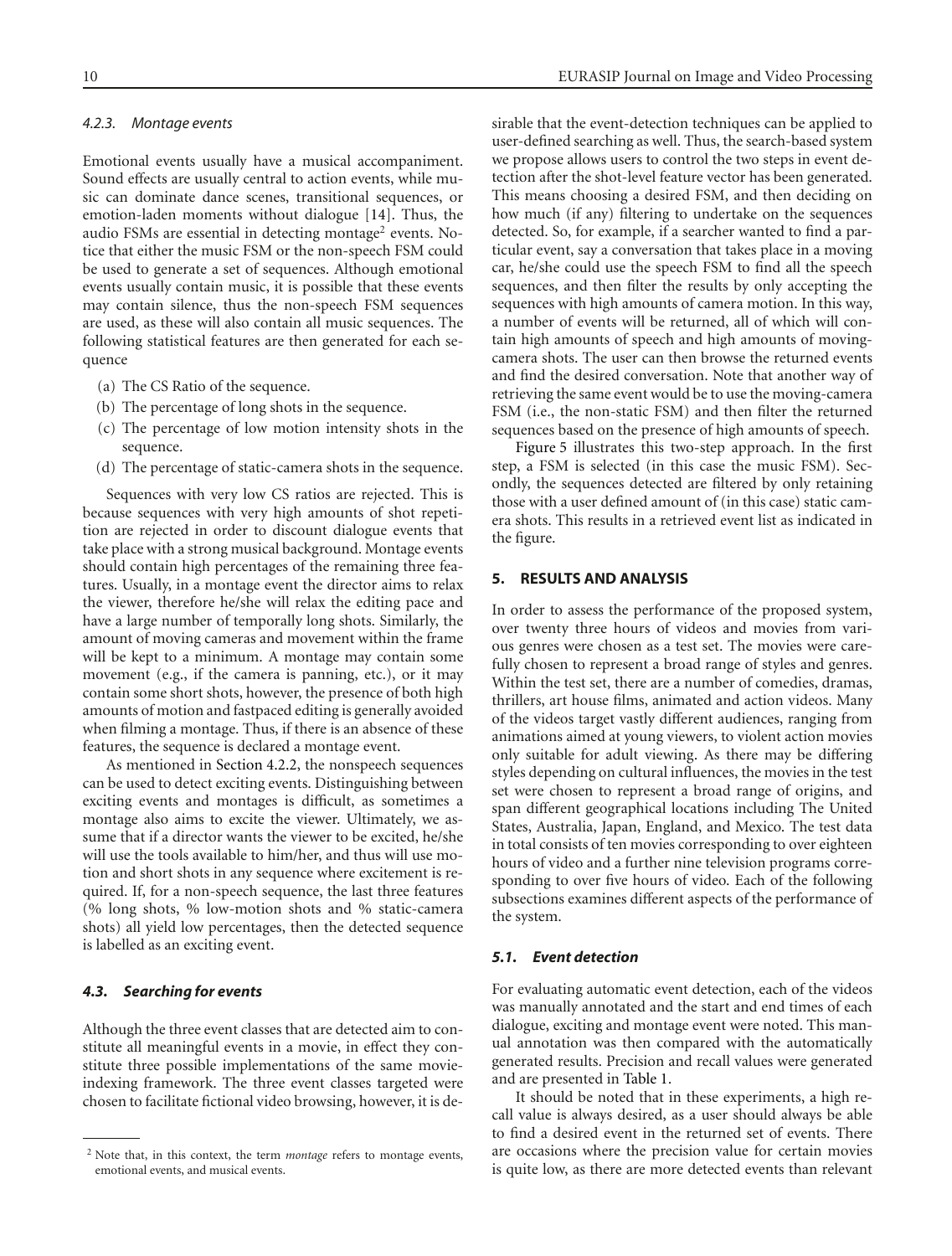#### 4.2.3. Montage events

Emotional events usually have a musical accompaniment. Sound effects are usually central to action events, while music can dominate dance scenes, transitional sequences, or emotion-laden moments without dialogue [14]. Thus, the audio FSMs are essential in detecting montage[2] events. Notice that either the music FSM or the non-speech FSM could be used to generate a set of sequences. Although emotional events usually contain music, it is possible that these events may contain silence, thus the non-speech FSM sequences are used, as these will also contain all music sequences. The following statistical features are then generated for each sequence

(a) The CS Ratio of the sequence.

(b) The percentage of long shots in the sequence.

(c) The percentage of low motion intensity shots in the sequence.

(d) The percentage of static-camera shots in the sequence.

Sequences with very low CS ratios are rejected. This is because sequences with very high amounts of shot repetition are rejected in order to discount dialogue events that take place with a strong musical background. Montage events should contain high percentages of the remaining three features. Usually, in a montage event the director aims to relax the viewer, therefore he/she will relax the editing pace and have a large number of temporally long shots. Similarly, the amount of moving cameras and movement within the frame will be kept to a minimum. A montage may contain some movement (e.g., if the camera is panning, etc.), or it may contain some short shots, however, the presence of both high amounts of motion and fastpaced editing is generally avoided when filming a montage. Thus, if there is an absence of these features, the sequence is declared a montage event.

As mentioned in Section 4.2.2, the nonspeech sequences can be used to detect exciting events. Distinguishing between exciting events and montages is difficult, as sometimes a montage also aims to excite the viewer. Ultimately, we assume that if a director wants the viewer to be excited, he/she will use the tools available to him/her, and thus will use motion and short shots in any sequence where excitement is required. If, for a non-speech sequence, the last three features (% long shots, % low-motion shots and % static-camera shots) all yield low percentages, then the detected sequence is labelled as an exciting event.

### 4.3. Searching for events

Although the three event classes that are detected aim to constitute all meaningful events in a movie, in effect they constitute three possible implementations of the same movie-indexing framework. The three event classes targeted were chosen to facilitate fictional video browsing, however, it is desirable that the event-detection techniques can be applied to user-defined searching as well. Thus, the search-based system we propose allows users to control the two steps in event detection after the shot-level feature vector has been generated. This means choosing a desired FSM, and then deciding on how much (if any) filtering to undertake on the sequences detected. So, for example, if a searcher wanted to find a particular event, say a conversation that takes place in a moving car, he/she could use the speech FSM to find all the speech sequences, and then filter the results by only accepting the sequences with high amounts of camera motion. In this way, a number of events will be returned, all of which will contain high amounts of speech and high amounts of moving-camera shots. The user can then browse the returned events and find the desired conversation. Note that another way of retrieving the same event would be to use the moving-camera FSM (i.e., the non-static FSM) and then filter the returned sequences based on the presence of high amounts of speech.

Figure 5 illustrates this two-step approach. In the first step, a FSM is selected (in this case the music FSM). Secondly, the sequences detected are filtered by only retaining those with a user defined amount of (in this case) static camera shots. This results in a retrieved event list as indicated in the figure.

## 5. RESULTS AND ANALYSIS

In order to assess the performance of the proposed system, over twenty three hours of videos and movies from various genres were chosen as a test set. The movies were carefully chosen to represent a broad range of styles and genres. Within the test set, there are a number of comedies, dramas, thrillers, art house films, animated and action videos. Many of the videos target vastly different audiences, ranging from animations aimed at young viewers, to violent action movies only suitable for adult viewing. As there may be differing styles depending on cultural influences, the movies in the test set were chosen to represent a broad range of origins, and span different geographical locations including The United States, Australia, Japan, England, and Mexico. The test data in total consists of ten movies corresponding to over eighteen hours of video and a further nine television programs corresponding to over five hours of video. Each of the following subsections examines different aspects of the performance of the system.

### 5.1. Event detection

For evaluating automatic event detection, each of the videos was manually annotated and the start and end times of each dialogue, exciting and montage event were noted. This manual annotation was then compared with the automatically generated results. Precision and recall values were generated and are presented in Table 1.

It should be noted that in these experiments, a high recall value is always desired, as a user should always be able to find a desired event in the returned set of events. There are occasions where the precision value for certain movies is quite low, as there are more detected events than relevant

[2] Note that, in this context, the term *montage* refers to montage events, emotional events, and musical events.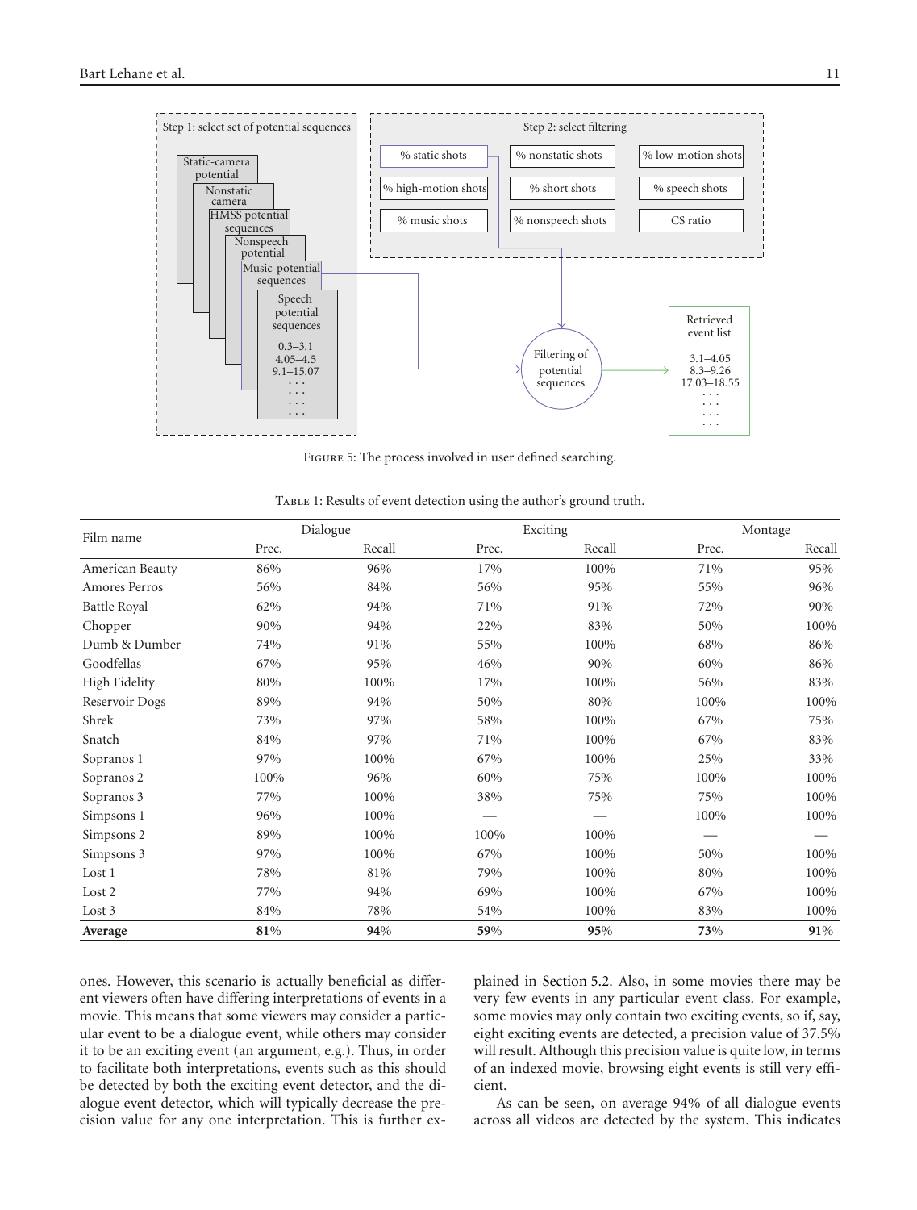Figure 5: The process involved in user defined searching.

Table 1: Results of event detection using the author's ground truth.

| Film name | Dialogue | | Exciting | | Montage | |
|---|---|---|---|---|---|---|
| | Prec. | Recall | Prec. | Recall | Prec. | Recall |
| American Beauty | 86% | 96% | 17% | 100% | 71% | 95% |
| Amores Perros | 56% | 84% | 56% | 95% | 55% | 96% |
| Battle Royal | 62% | 94% | 71% | 91% | 72% | 90% |
| Chopper | 90% | 94% | 22% | 83% | 50% | 100% |
| Dumb & Dumber | 74% | 91% | 55% | 100% | 68% | 86% |
| Goodfellas | 67% | 95% | 46% | 90% | 60% | 86% |
| High Fidelity | 80% | 100% | 17% | 100% | 56% | 83% |
| Reservoir Dogs | 89% | 94% | 50% | 80% | 100% | 100% |
| Shrek | 73% | 97% | 58% | 100% | 67% | 75% |
| Snatch | 84% | 97% | 71% | 100% | 67% | 83% |
| Sopranos 1 | 97% | 100% | 67% | 100% | 25% | 33% |
| Sopranos 2 | 100% | 96% | 60% | 75% | 100% | 100% |
| Sopranos 3 | 77% | 100% | 38% | 75% | 75% | 100% |
| Simpsons 1 | 96% | 100% | — | — | 100% | 100% |
| Simpsons 2 | 89% | 100% | 100% | 100% | — | — |
| Simpsons 3 | 97% | 100% | 67% | 100% | 50% | 100% |
| Lost 1 | 78% | 81% | 79% | 100% | 80% | 100% |
| Lost 2 | 77% | 94% | 69% | 100% | 67% | 100% |
| Lost 3 | 84% | 78% | 54% | 100% | 83% | 100% |
| **Average** | **81**% | **94**% | **59**% | **95**% | **73**% | **91**% |

ones. However, this scenario is actually beneficial as different viewers often have differing interpretations of events in a movie. This means that some viewers may consider a particular event to be a dialogue event, while others may consider it to be an exciting event (an argument, e.g.). Thus, in order to facilitate both interpretations, events such as this should be detected by both the exciting event detector, and the dialogue event detector, which will typically decrease the precision value for any one interpretation. This is further explained in Section 5.2. Also, in some movies there may be very few events in any particular event class. For example, some movies may only contain two exciting events, so if, say, eight exciting events are detected, a precision value of 37.5% will result. Although this precision value is quite low, in terms of an indexed movie, browsing eight events is still very efficient.

As can be seen, on average 94% of all dialogue events across all videos are detected by the system. This indicates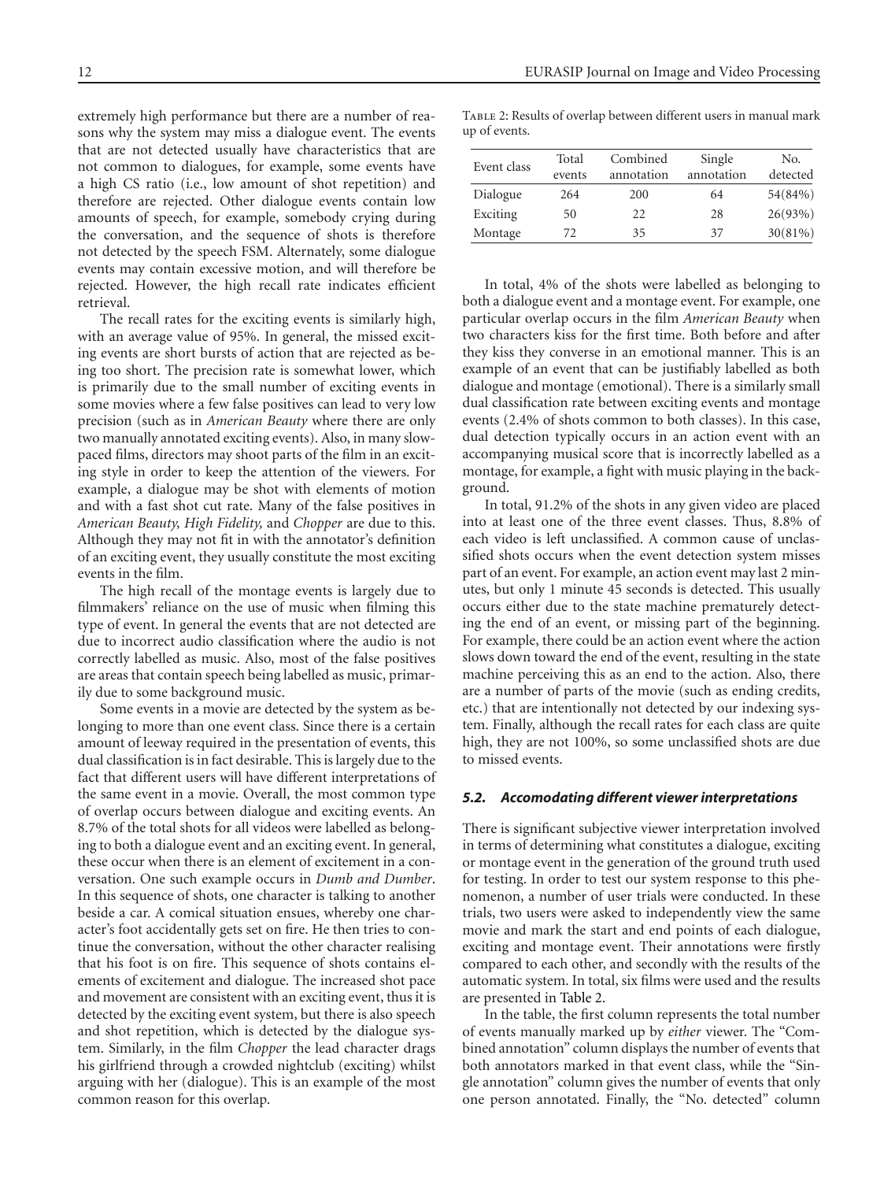extremely high performance but there are a number of reasons why the system may miss a dialogue event. The events that are not detected usually have characteristics that are not common to dialogues, for example, some events have a high CS ratio (i.e., low amount of shot repetition) and therefore are rejected. Other dialogue events contain low amounts of speech, for example, somebody crying during the conversation, and the sequence of shots is therefore not detected by the speech FSM. Alternately, some dialogue events may contain excessive motion, and will therefore be rejected. However, the high recall rate indicates efficient retrieval.

The recall rates for the exciting events is similarly high, with an average value of 95%. In general, the missed exciting events are short bursts of action that are rejected as being too short. The precision rate is somewhat lower, which is primarily due to the small number of exciting events in some movies where a few false positives can lead to very low precision (such as in *American Beauty* where there are only two manually annotated exciting events). Also, in many slow-paced films, directors may shoot parts of the film in an exciting style in order to keep the attention of the viewers. For example, a dialogue may be shot with elements of motion and with a fast shot cut rate. Many of the false positives in *American Beauty, High Fidelity,* and *Chopper* are due to this. Although they may not fit in with the annotator's definition of an exciting event, they usually constitute the most exciting events in the film.

The high recall of the montage events is largely due to filmmakers' reliance on the use of music when filming this type of event. In general the events that are not detected are due to incorrect audio classification where the audio is not correctly labelled as music. Also, most of the false positives are areas that contain speech being labelled as music, primarily due to some background music.

Some events in a movie are detected by the system as belonging to more than one event class. Since there is a certain amount of leeway required in the presentation of events, this dual classification is in fact desirable. This is largely due to the fact that different users will have different interpretations of the same event in a movie. Overall, the most common type of overlap occurs between dialogue and exciting events. An 8.7% of the total shots for all videos were labelled as belonging to both a dialogue event and an exciting event. In general, these occur when there is an element of excitement in a conversation. One such example occurs in *Dumb and Dumber*. In this sequence of shots, one character is talking to another beside a car. A comical situation ensues, whereby one character's foot accidentally gets set on fire. He then tries to continue the conversation, without the other character realising that his foot is on fire. This sequence of shots contains elements of excitement and dialogue. The increased shot pace and movement are consistent with an exciting event, thus it is detected by the exciting event system, but there is also speech and shot repetition, which is detected by the dialogue system. Similarly, in the film *Chopper* the lead character drags his girlfriend through a crowded nightclub (exciting) whilst arguing with her (dialogue). This is an example of the most common reason for this overlap.

Table 2: Results of overlap between different users in manual mark up of events.

| Event class | Total events | Combined annotation | Single annotation | No. detected |
|---|---|---|---|---|
| Dialogue | 264 | 200 | 64 | 54(84%) |
| Exciting | 50 | 22 | 28 | 26(93%) |
| Montage | 72 | 35 | 37 | 30(81%) |

In total, 4% of the shots were labelled as belonging to both a dialogue event and a montage event. For example, one particular overlap occurs in the film *American Beauty* when two characters kiss for the first time. Both before and after they kiss they converse in an emotional manner. This is an example of an event that can be justifiably labelled as both dialogue and montage (emotional). There is a similarly small dual classification rate between exciting events and montage events (2.4% of shots common to both classes). In this case, dual detection typically occurs in an action event with an accompanying musical score that is incorrectly labelled as a montage, for example, a fight with music playing in the background.

In total, 91.2% of the shots in any given video are placed into at least one of the three event classes. Thus, 8.8% of each video is left unclassified. A common cause of unclassified shots occurs when the event detection system misses part of an event. For example, an action event may last 2 minutes, but only 1 minute 45 seconds is detected. This usually occurs either due to the state machine prematurely detecting the end of an event, or missing part of the beginning. For example, there could be an action event where the action slows down toward the end of the event, resulting in the state machine perceiving this as an end to the action. Also, there are a number of parts of the movie (such as ending credits, etc.) that are intentionally not detected by our indexing system. Finally, although the recall rates for each class are quite high, they are not 100%, so some unclassified shots are due to missed events.

### *5.2. Accomodating different viewer interpretations*

There is significant subjective viewer interpretation involved in terms of determining what constitutes a dialogue, exciting or montage event in the generation of the ground truth used for testing. In order to test our system response to this phenomenon, a number of user trials were conducted. In these trials, two users were asked to independently view the same movie and mark the start and end points of each dialogue, exciting and montage event. Their annotations were firstly compared to each other, and secondly with the results of the automatic system. In total, six films were used and the results are presented in Table 2.

In the table, the first column represents the total number of events manually marked up by *either* viewer. The "Combined annotation" column displays the number of events that both annotators marked in that event class, while the "Single annotation" column gives the number of events that only one person annotated. Finally, the "No. detected" column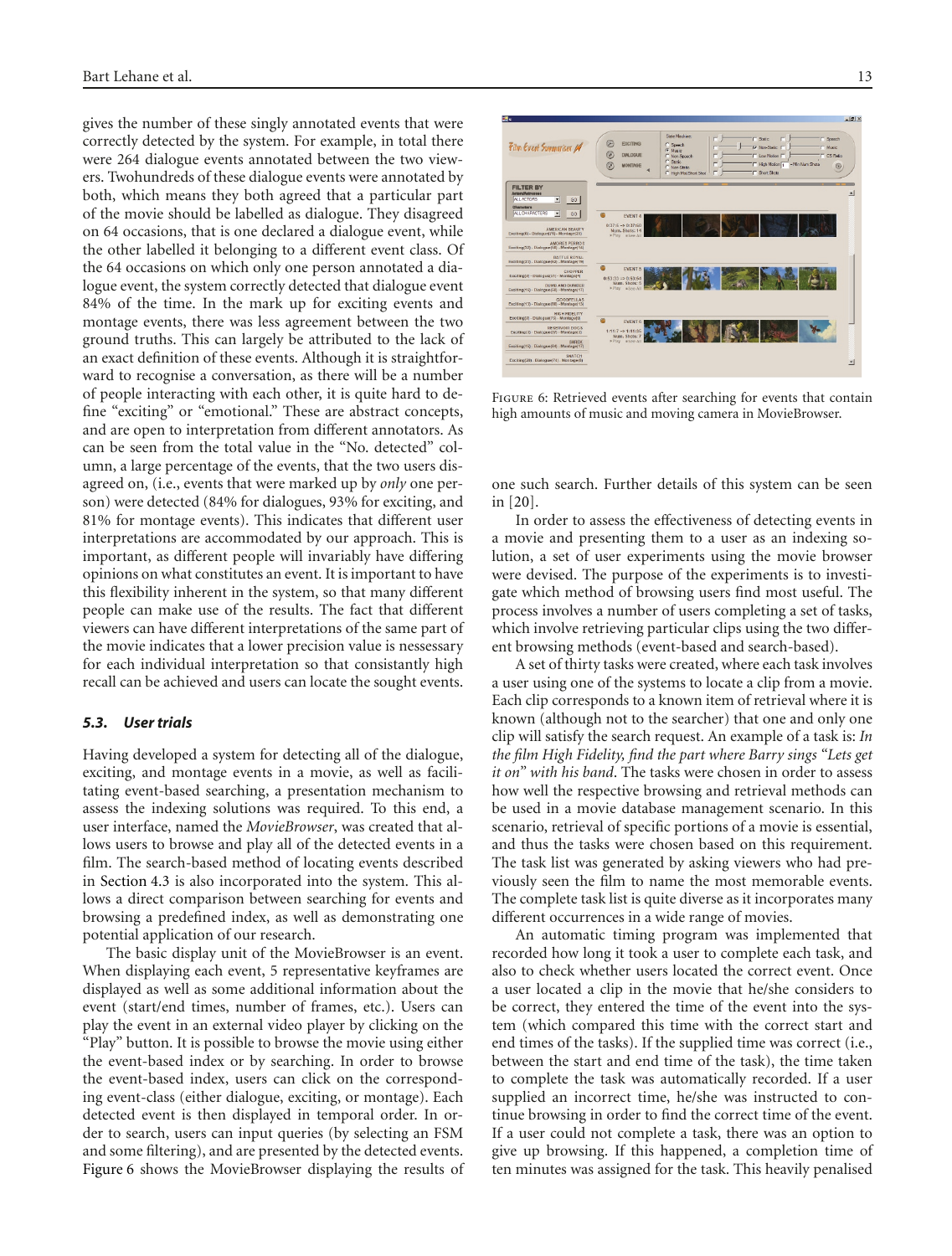gives the number of these singly annotated events that were correctly detected by the system. For example, in total there were 264 dialogue events annotated between the two viewers. Twohundreds of these dialogue events were annotated by both, which means they both agreed that a particular part of the movie should be labelled as dialogue. They disagreed on 64 occasions, that is one declared a dialogue event, while the other labelled it belonging to a different event class. Of the 64 occasions on which only one person annotated a dialogue event, the system correctly detected that dialogue event 84% of the time. In the mark up for exciting events and montage events, there was less agreement between the two ground truths. This can largely be attributed to the lack of an exact definition of these events. Although it is straightforward to recognise a conversation, as there will be a number of people interacting with each other, it is quite hard to define "exciting" or "emotional." These are abstract concepts, and are open to interpretation from different annotators. As can be seen from the total value in the "No. detected" column, a large percentage of the events, that the two users disagreed on, (i.e., events that were marked up by *only* one person) were detected (84% for dialogues, 93% for exciting, and 81% for montage events). This indicates that different user interpretations are accommodated by our approach. This is important, as different people will invariably have differing opinions on what constitutes an event. It is important to have this flexibility inherent in the system, so that many different people can make use of the results. The fact that different viewers can have different interpretations of the same part of the movie indicates that a lower precision value is nessessary for each individual interpretation so that consistantly high recall can be achieved and users can locate the sought events.

### *5.3. User trials*

Having developed a system for detecting all of the dialogue, exciting, and montage events in a movie, as well as facilitating event-based searching, a presentation mechanism to assess the indexing solutions was required. To this end, a user interface, named the *MovieBrowser*, was created that allows users to browse and play all of the detected events in a film. The search-based method of locating events described in Section 4.3 is also incorporated into the system. This allows a direct comparison between searching for events and browsing a predefined index, as well as demonstrating one potential application of our research.

The basic display unit of the MovieBrowser is an event. When displaying each event, 5 representative keyframes are displayed as well as some additional information about the event (start/end times, number of frames, etc.). Users can play the event in an external video player by clicking on the "Play" button. It is possible to browse the movie using either the event-based index or by searching. In order to browse the event-based index, users can click on the corresponding event-class (either dialogue, exciting, or montage). Each detected event is then displayed in temporal order. In order to search, users can input queries (by selecting an FSM and some filtering), and are presented by the detected events. Figure 6 shows the MovieBrowser displaying the results of one such search. Further details of this system can be seen in [20].

Figure 6: Retrieved events after searching for events that contain high amounts of music and moving camera in MovieBrowser.

In order to assess the effectiveness of detecting events in a movie and presenting them to a user as an indexing solution, a set of user experiments using the movie browser were devised. The purpose of the experiments is to investigate which method of browsing users find most useful. The process involves a number of users completing a set of tasks, which involve retrieving particular clips using the two different browsing methods (event-based and search-based).

A set of thirty tasks were created, where each task involves a user using one of the systems to locate a clip from a movie. Each clip corresponds to a known item of retrieval where it is known (although not to the searcher) that one and only one clip will satisfy the search request. An example of a task is: *In the film High Fidelity, find the part where Barry sings "Lets get it on" with his band*. The tasks were chosen in order to assess how well the respective browsing and retrieval methods can be used in a movie database management scenario. In this scenario, retrieval of specific portions of a movie is essential, and thus the tasks were chosen based on this requirement. The task list was generated by asking viewers who had previously seen the film to name the most memorable events. The complete task list is quite diverse as it incorporates many different occurrences in a wide range of movies.

An automatic timing program was implemented that recorded how long it took a user to complete each task, and also to check whether users located the correct event. Once a user located a clip in the movie that he/she considers to be correct, they entered the time of the event into the system (which compared this time with the correct start and end times of the tasks). If the supplied time was correct (i.e., between the start and end time of the task), the time taken to complete the task was automatically recorded. If a user supplied an incorrect time, he/she was instructed to continue browsing in order to find the correct time of the event. If a user could not complete a task, there was an option to give up browsing. If this happened, a completion time of ten minutes was assigned for the task. This heavily penalised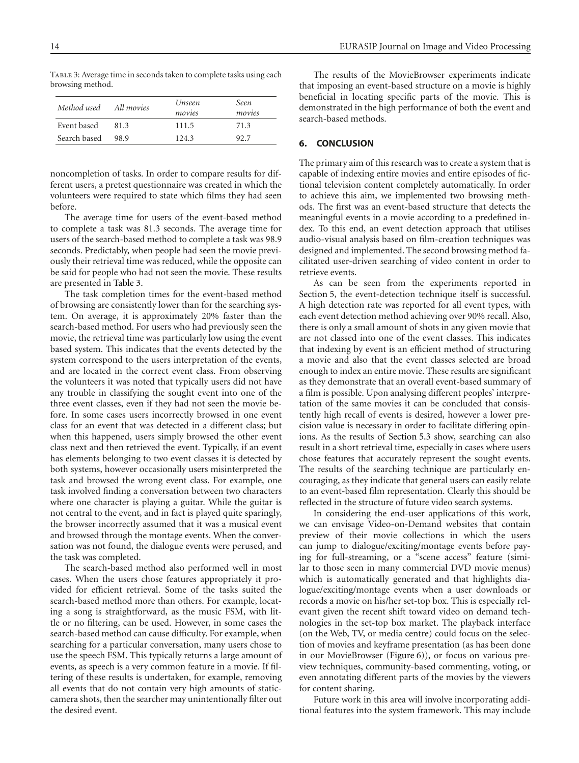Table 3: Average time in seconds taken to complete tasks using each browsing method.

| Method used | All movies | Unseen movies | Seen movies |
|---|---|---|---|
| Event based | 81.3 | 111.5 | 71.3 |
| Search based | 98.9 | 124.3 | 92.7 |

noncompletion of tasks. In order to compare results for different users, a pretest questionnaire was created in which the volunteers were required to state which films they had seen before.

The average time for users of the event-based method to complete a task was 81.3 seconds. The average time for users of the search-based method to complete a task was 98.9 seconds. Predictably, when people had seen the movie previously their retrieval time was reduced, while the opposite can be said for people who had not seen the movie. These results are presented in Table 3.

The task completion times for the event-based method of browsing are consistently lower than for the searching system. On average, it is approximately 20% faster than the search-based method. For users who had previously seen the movie, the retrieval time was particularly low using the event based system. This indicates that the events detected by the system correspond to the users interpretation of the events, and are located in the correct event class. From observing the volunteers it was noted that typically users did not have any trouble in classifying the sought event into one of the three event classes, even if they had not seen the movie before. In some cases users incorrectly browsed in one event class for an event that was detected in a different class; but when this happened, users simply browsed the other event class next and then retrieved the event. Typically, if an event has elements belonging to two event classes it is detected by both systems, however occasionally users misinterpreted the task and browsed the wrong event class. For example, one task involved finding a conversation between two characters where one character is playing a guitar. While the guitar is not central to the event, and in fact is played quite sparingly, the browser incorrectly assumed that it was a musical event and browsed through the montage events. When the conversation was not found, the dialogue events were perused, and the task was completed.

The search-based method also performed well in most cases. When the users chose features appropriately it provided for efficient retrieval. Some of the tasks suited the search-based method more than others. For example, locating a song is straightforward, as the music FSM, with little or no filtering, can be used. However, in some cases the search-based method can cause difficulty. For example, when searching for a particular conversation, many users chose to use the speech FSM. This typically returns a large amount of events, as speech is a very common feature in a movie. If filtering of these results is undertaken, for example, removing all events that do not contain very high amounts of static-camera shots, then the searcher may unintentionally filter out the desired event.

The results of the MovieBrowser experiments indicate that imposing an event-based structure on a movie is highly beneficial in locating specific parts of the movie. This is demonstrated in the high performance of both the event and search-based methods.

## 6. CONCLUSION

The primary aim of this research was to create a system that is capable of indexing entire movies and entire episodes of fictional television content completely automatically. In order to achieve this aim, we implemented two browsing methods. The first was an event-based structure that detects the meaningful events in a movie according to a predefined index. To this end, an event detection approach that utilises audio-visual analysis based on film-creation techniques was designed and implemented. The second browsing method facilitated user-driven searching of video content in order to retrieve events.

As can be seen from the experiments reported in Section 5, the event-detection technique itself is successful. A high detection rate was reported for all event types, with each event detection method achieving over 90% recall. Also, there is only a small amount of shots in any given movie that are not classed into one of the event classes. This indicates that indexing by event is an efficient method of structuring a movie and also that the event classes selected are broad enough to index an entire movie. These results are significant as they demonstrate that an overall event-based summary of a film is possible. Upon analysing different peoples' interpretation of the same movies it can be concluded that consistently high recall of events is desired, however a lower precision value is necessary in order to facilitate differing opinions. As the results of Section 5.3 show, searching can also result in a short retrieval time, especially in cases where users chose features that accurately represent the sought events. The results of the searching technique are particularly encouraging, as they indicate that general users can easily relate to an event-based film representation. Clearly this should be reflected in the structure of future video search systems.

In considering the end-user applications of this work, we can envisage Video-on-Demand websites that contain preview of their movie collections in which the users can jump to dialogue/exciting/montage events before paying for full-streaming, or a "scene access" feature (similar to those seen in many commercial DVD movie menus) which is automatically generated and that highlights dialogue/exciting/montage events when a user downloads or records a movie on his/her set-top box. This is especially relevant given the recent shift toward video on demand technologies in the set-top box market. The playback interface (on the Web, TV, or media centre) could focus on the selection of movies and keyframe presentation (as has been done in our MovieBrowser (Figure 6)), or focus on various preview techniques, community-based commenting, voting, or even annotating different parts of the movies by the viewers for content sharing.

Future work in this area will involve incorporating additional features into the system framework. This may include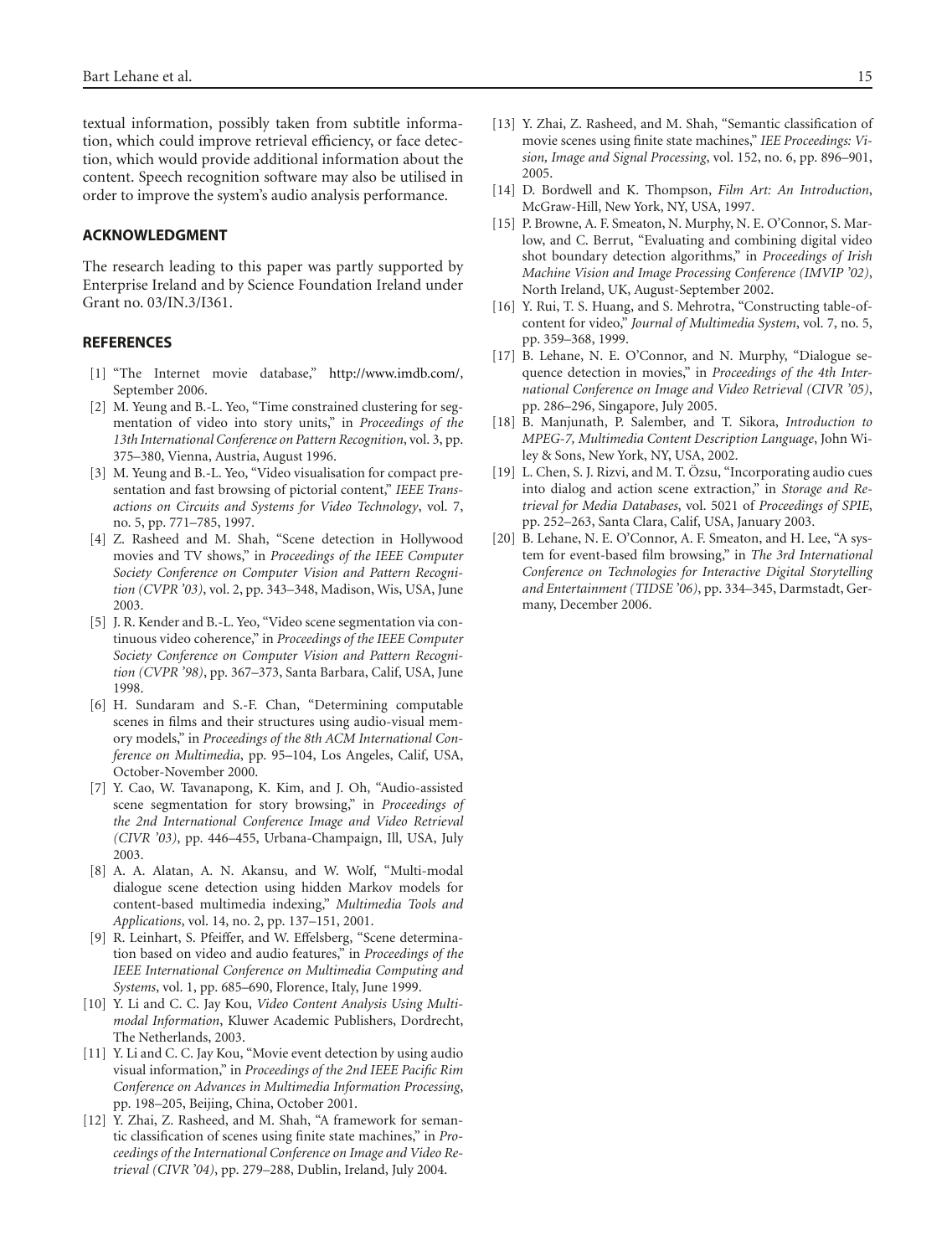textual information, possibly taken from subtitle information, which could improve retrieval efficiency, or face detection, which would provide additional information about the content. Speech recognition software may also be utilised in order to improve the system's audio analysis performance.

## ACKNOWLEDGMENT

The research leading to this paper was partly supported by Enterprise Ireland and by Science Foundation Ireland under Grant no. 03/IN.3/I361.

## REFERENCES

[1] "The Internet movie database," http://www.imdb.com/, September 2006.

[2] M. Yeung and B.-L. Yeo, "Time constrained clustering for segmentation of video into story units," in *Proceedings of the 13th International Conference on Pattern Recognition*, vol. 3, pp. 375–380, Vienna, Austria, August 1996.

[3] M. Yeung and B.-L. Yeo, "Video visualisation for compact presentation and fast browsing of pictorial content," *IEEE Transactions on Circuits and Systems for Video Technology*, vol. 7, no. 5, pp. 771–785, 1997.

[4] Z. Rasheed and M. Shah, "Scene detection in Hollywood movies and TV shows," in *Proceedings of the IEEE Computer Society Conference on Computer Vision and Pattern Recognition (CVPR '03)*, vol. 2, pp. 343–348, Madison, Wis, USA, June 2003.

[5] J. R. Kender and B.-L. Yeo, "Video scene segmentation via continuous video coherence," in *Proceedings of the IEEE Computer Society Conference on Computer Vision and Pattern Recognition (CVPR '98)*, pp. 367–373, Santa Barbara, Calif, USA, June 1998.

[6] H. Sundaram and S.-F. Chan, "Determining computable scenes in films and their structures using audio-visual memory models," in *Proceedings of the 8th ACM International Conference on Multimedia*, pp. 95–104, Los Angeles, Calif, USA, October-November 2000.

[7] Y. Cao, W. Tavanapong, K. Kim, and J. Oh, "Audio-assisted scene segmentation for story browsing," in *Proceedings of the 2nd International Conference Image and Video Retrieval (CIVR '03)*, pp. 446–455, Urbana-Champaign, Ill, USA, July 2003.

[8] A. A. Alatan, A. N. Akansu, and W. Wolf, "Multi-modal dialogue scene detection using hidden Markov models for content-based multimedia indexing," *Multimedia Tools and Applications*, vol. 14, no. 2, pp. 137–151, 2001.

[9] R. Leinhart, S. Pfeiffer, and W. Effelsberg, "Scene determination based on video and audio features," in *Proceedings of the IEEE International Conference on Multimedia Computing and Systems*, vol. 1, pp. 685–690, Florence, Italy, June 1999.

[10] Y. Li and C. C. Jay Kou, *Video Content Analysis Using Multimodal Information*, Kluwer Academic Publishers, Dordrecht, The Netherlands, 2003.

[11] Y. Li and C. C. Jay Kou, "Movie event detection by using audio visual information," in *Proceedings of the 2nd IEEE Pacific Rim Conference on Advances in Multimedia Information Processing*, pp. 198–205, Beijing, China, October 2001.

[12] Y. Zhai, Z. Rasheed, and M. Shah, "A framework for semantic classification of scenes using finite state machines," in *Proceedings of the International Conference on Image and Video Retrieval (CIVR '04)*, pp. 279–288, Dublin, Ireland, July 2004.

[13] Y. Zhai, Z. Rasheed, and M. Shah, "Semantic classification of movie scenes using finite state machines," *IEE Proceedings: Vision, Image and Signal Processing*, vol. 152, no. 6, pp. 896–901, 2005.

[14] D. Bordwell and K. Thompson, *Film Art: An Introduction*, McGraw-Hill, New York, NY, USA, 1997.

[15] P. Browne, A. F. Smeaton, N. Murphy, N. E. O'Connor, S. Marlow, and C. Berrut, "Evaluating and combining digital video shot boundary detection algorithms," in *Proceedings of Irish Machine Vision and Image Processing Conference (IMVIP '02)*, North Ireland, UK, August-September 2002.

[16] Y. Rui, T. S. Huang, and S. Mehrotra, "Constructing table-of-content for video," *Journal of Multimedia System*, vol. 7, no. 5, pp. 359–368, 1999.

[17] B. Lehane, N. E. O'Connor, and N. Murphy, "Dialogue sequence detection in movies," in *Proceedings of the 4th International Conference on Image and Video Retrieval (CIVR '05)*, pp. 286–296, Singapore, July 2005.

[18] B. Manjunath, P. Salember, and T. Sikora, *Introduction to MPEG-7, Multimedia Content Description Language*, John Wiley & Sons, New York, NY, USA, 2002.

[19] L. Chen, S. J. Rizvi, and M. T. Özsu, "Incorporating audio cues into dialog and action scene extraction," in *Storage and Retrieval for Media Databases*, vol. 5021 of *Proceedings of SPIE*, pp. 252–263, Santa Clara, Calif, USA, January 2003.

[20] B. Lehane, N. E. O'Connor, A. F. Smeaton, and H. Lee, "A system for event-based film browsing," in *The 3rd International Conference on Technologies for Interactive Digital Storytelling and Entertainment (TIDSE '06)*, pp. 334–345, Darmstadt, Germany, December 2006.